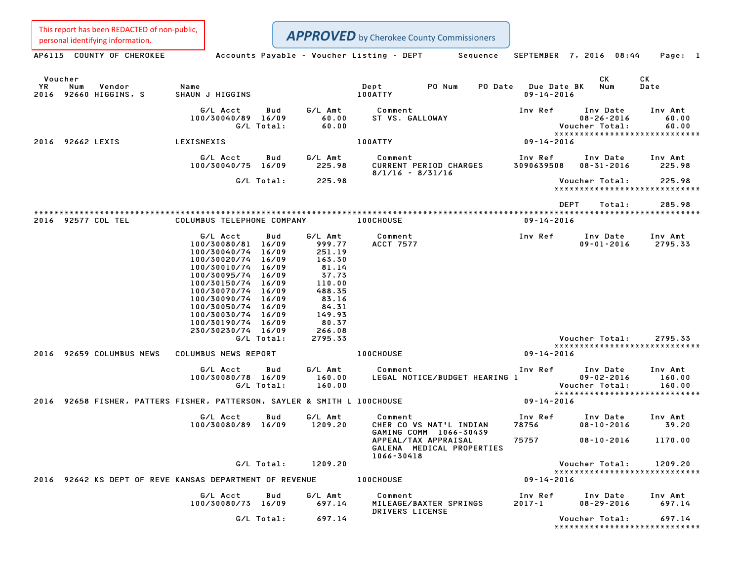This report has been REDACTED of non-public, personal identifying information.

**APPROVED** by Cherokee County Commissioners

AP6115 COUNTY OF CHEROKEE — Accounts Payable - Voucher Listing - DEPT — Sequence — SEPTEMBER 7, 2016 08:44 — Page: 1

| Voucher YR | Num | Vendor | Name | Dept | PO Num | PO Date | Due Date BK | CK Num | CK Date |
|---|---|---|---|---|---|---|---|---|---|
| 2016 | 92660 | HIGGINS, S | SHAUN J HIGGINS | 100ATTY | | | 09-14-2016 | | |

| G/L Acct | Bud | G/L Amt | Comment | Inv Ref | Inv Date | Inv Amt |
|---|---|---|---|---|---|---|
| 100/30040/89 | 16/09 | 60.00 | ST VS. GALLOWAY | | 08-26-2016 | 60.00 |
| | G/L Total: | 60.00 | | | Voucher Total: | 60.00 |

*****************************

| Voucher YR | Num | Vendor | Name | Dept | Due Date BK |
|---|---|---|---|---|---|
| 2016 | 92662 | LEXIS | LEXISNEXIS | 100ATTY | 09-14-2016 |

| G/L Acct | Bud | G/L Amt | Comment | Inv Ref | Inv Date | Inv Amt |
|---|---|---|---|---|---|---|
| 100/30040/75 | 16/09 | 225.98 | CURRENT PERIOD CHARGES 8/1/16 - 8/31/16 | 3090639508 | 08-31-2016 | 225.98 |
| | G/L Total: | 225.98 | | | Voucher Total: | 225.98 |

*****************************

DEPT Total: 285.98

*****************************

| Voucher YR | Num | Vendor | Name | Dept | Due Date BK |
|---|---|---|---|---|---|
| 2016 | 92577 | COL TEL | COLUMBUS TELEPHONE COMPANY | 100CHOUSE | 09-14-2016 |

| G/L Acct | Bud | G/L Amt | Comment | Inv Ref | Inv Date | Inv Amt |
|---|---|---|---|---|---|---|
| 100/30080/81 | 16/09 | 999.77 | ACCT 7577 | | 09-01-2016 | 2795.33 |
| 100/30040/74 | 16/09 | 251.19 | | | | |
| 100/30020/74 | 16/09 | 163.30 | | | | |
| 100/30010/74 | 16/09 | 81.14 | | | | |
| 100/30095/74 | 16/09 | 37.73 | | | | |
| 100/30150/74 | 16/09 | 110.00 | | | | |
| 100/30070/74 | 16/09 | 488.35 | | | | |
| 100/30090/74 | 16/09 | 83.16 | | | | |
| 100/30050/74 | 16/09 | 84.31 | | | | |
| 100/30030/74 | 16/09 | 149.93 | | | | |
| 100/30190/74 | 16/09 | 80.37 | | | | |
| 230/30230/74 | 16/09 | 266.08 | | | | |
| | G/L Total: | 2795.33 | | | Voucher Total: | 2795.33 |

*****************************

| Voucher YR | Num | Vendor | Name | Dept | Due Date BK |
|---|---|---|---|---|---|
| 2016 | 92659 | COLUMBUS NEWS | COLUMBUS NEWS REPORT | 100CHOUSE | 09-14-2016 |

| G/L Acct | Bud | G/L Amt | Comment | Inv Ref | Inv Date | Inv Amt |
|---|---|---|---|---|---|---|
| 100/30080/78 | 16/09 | 160.00 | LEGAL NOTICE/BUDGET HEARING 1 | | 09-02-2016 | 160.00 |
| | G/L Total: | 160.00 | | | Voucher Total: | 160.00 |

*****************************

| Voucher YR | Num | Vendor | Name | Dept | Due Date BK |
|---|---|---|---|---|---|
| 2016 | 92658 | FISHER, PATTERS | FISHER, PATTERSON, SAYLER & SMITH L | 100CHOUSE | 09-14-2016 |

| G/L Acct | Bud | G/L Amt | Comment | Inv Ref | Inv Date | Inv Amt |
|---|---|---|---|---|---|---|
| 100/30080/89 | 16/09 | 1209.20 | CHER CO VS NAT'L INDIAN GAMING COMM 1066-30439 | 78756 | 08-10-2016 | 39.20 |
| | | | APPEAL/TAX APPRAISAL GALENA MEDICAL PROPERTIES 1066-30418 | 75757 | 08-10-2016 | 1170.00 |
| | G/L Total: | 1209.20 | | | Voucher Total: | 1209.20 |

*****************************

| Voucher YR | Num | Vendor | Name | Dept | Due Date BK |
|---|---|---|---|---|---|
| 2016 | 92642 | KS DEPT OF REVE | KANSAS DEPARTMENT OF REVENUE | 100CHOUSE | 09-14-2016 |

| G/L Acct | Bud | G/L Amt | Comment | Inv Ref | Inv Date | Inv Amt |
|---|---|---|---|---|---|---|
| 100/30080/73 | 16/09 | 697.14 | MILEAGE/BAXTER SPRINGS DRIVERS LICENSE | 2017-1 | 08-29-2016 | 697.14 |
| | G/L Total: | 697.14 | | | Voucher Total: | 697.14 |

*****************************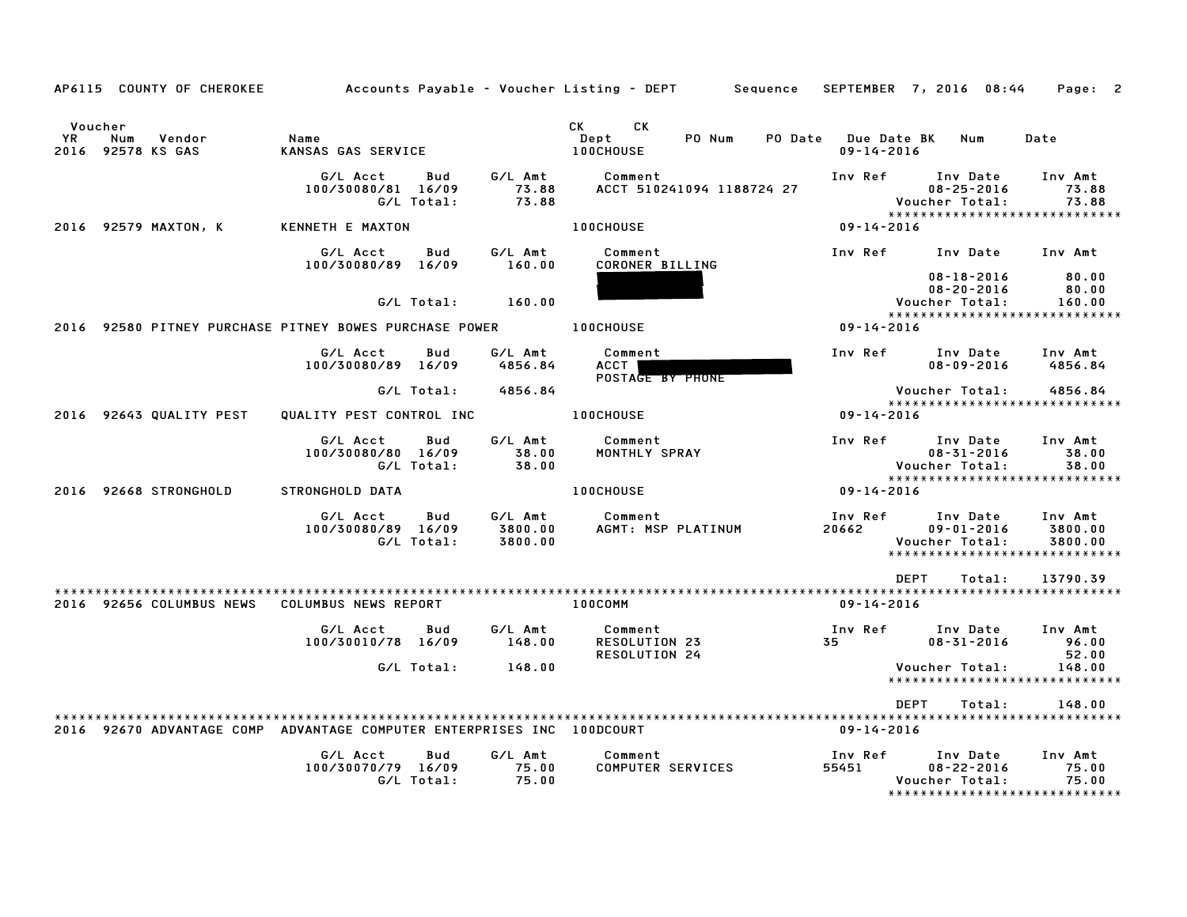AP6115 COUNTY OF CHEROKEE — Accounts Payable - Voucher Listing - DEPT — Sequence — SEPTEMBER 7, 2016 08:44

| Voucher YR | Num | Vendor | Name | CK Dept | CK PO Num | PO Date | Due Date BK | Num | Date |
|---|---|---|---|---|---|---|---|---|---|
| 2016 | 92578 | KS GAS | KANSAS GAS SERVICE | 100CHOUSE | | | 09-14-2016 | | |

| G/L Acct | Bud | G/L Amt | Comment | Inv Ref | Inv Date | Inv Amt |
|---|---|---|---|---|---|---|
| 100/30080/81 | 16/09 | 73.88 | ACCT 510241094 1188724 27 | | 08-25-2016 | 73.88 |
| | G/L Total: | 73.88 | | | Voucher Total: | 73.88 |

****************************

2016 92579 MAXTON, K — KENNETH E MAXTON — 100CHOUSE — 09-14-2016

| G/L Acct | Bud | G/L Amt | Comment | Inv Ref | Inv Date | Inv Amt |
|---|---|---|---|---|---|---|
| 100/30080/89 | 16/09 | 160.00 | CORONER BILLING | | | |
| | | | [REDACTED] | | 08-18-2016 | 80.00 |
| | | | [REDACTED] | | 08-20-2016 | 80.00 |
| | G/L Total: | 160.00 | | | Voucher Total: | 160.00 |

****************************

2016 92580 PITNEY PURCHASE PITNEY BOWES PURCHASE POWER — 100CHOUSE — 09-14-2016

| G/L Acct | Bud | G/L Amt | Comment | Inv Ref | Inv Date | Inv Amt |
|---|---|---|---|---|---|---|
| 100/30080/89 | 16/09 | 4856.84 | ACCT [REDACTED] | | 08-09-2016 | 4856.84 |
| | | | POSTAGE BY PHONE | | | |
| | G/L Total: | 4856.84 | | | Voucher Total: | 4856.84 |

****************************

2016 92643 QUALITY PEST — QUALITY PEST CONTROL INC — 100CHOUSE — 09-14-2016

| G/L Acct | Bud | G/L Amt | Comment | Inv Ref | Inv Date | Inv Amt |
|---|---|---|---|---|---|---|
| 100/30080/80 | 16/09 | 38.00 | MONTHLY SPRAY | | 08-31-2016 | 38.00 |
| | G/L Total: | 38.00 | | | Voucher Total: | 38.00 |

****************************

2016 92668 STRONGHOLD — STRONGHOLD DATA — 100CHOUSE — 09-14-2016

| G/L Acct | Bud | G/L Amt | Comment | Inv Ref | Inv Date | Inv Amt |
|---|---|---|---|---|---|---|
| 100/30080/89 | 16/09 | 3800.00 | AGMT: MSP PLATINUM | 20662 | 09-01-2016 | 3800.00 |
| | G/L Total: | 3800.00 | | | Voucher Total: | 3800.00 |

****************************

DEPT Total: 13790.39

****************************

2016 92656 COLUMBUS NEWS — COLUMBUS NEWS REPORT — 100COMM — 09-14-2016

| G/L Acct | Bud | G/L Amt | Comment | Inv Ref | Inv Date | Inv Amt |
|---|---|---|---|---|---|---|
| 100/30010/78 | 16/09 | 148.00 | RESOLUTION 23 | 35 | 08-31-2016 | 96.00 |
| | | | RESOLUTION 24 | | | 52.00 |
| | G/L Total: | 148.00 | | | Voucher Total: | 148.00 |

****************************

DEPT Total: 148.00

****************************

2016 92670 ADVANTAGE COMP — ADVANTAGE COMPUTER ENTERPRISES INC — 100DCOURT — 09-14-2016

| G/L Acct | Bud | G/L Amt | Comment | Inv Ref | Inv Date | Inv Amt |
|---|---|---|---|---|---|---|
| 100/30070/79 | 16/09 | 75.00 | COMPUTER SERVICES | 55451 | 08-22-2016 | 75.00 |
| | G/L Total: | 75.00 | | | Voucher Total: | 75.00 |

****************************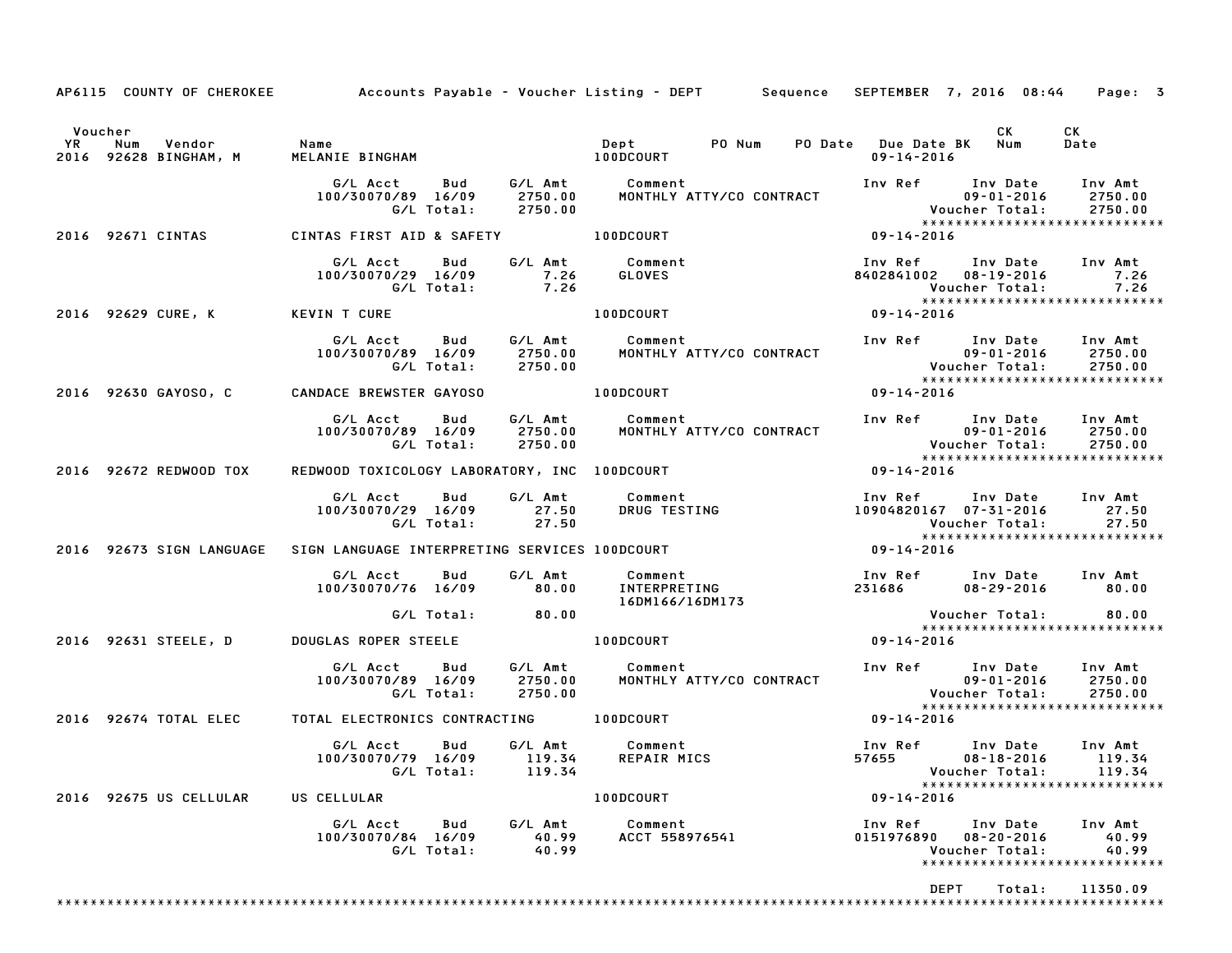AP6115 COUNTY OF CHEROKEE Accounts Payable - Voucher Listing - DEPT Sequence SEPTEMBER 7, 2016 08:44 Page: 3

| Voucher YR | Num | Vendor | Name | Dept | PO Num | PO Date | Due Date | BK | CK Num | CK Date |
|---|---|---|---|---|---|---|---|---|---|---|
| 2016 | 92628 | BINGHAM, M | MELANIE BINGHAM | 100DCOURT | | | 09-14-2016 | | | |

| G/L Acct | Bud | G/L Amt | Comment | Inv Ref | Inv Date | Inv Amt |
|---|---|---|---|---|---|---|
| 100/30070/89 | 16/09 | 2750.00 | MONTHLY ATTY/CO CONTRACT | | 09-01-2016 | 2750.00 |
| | G/L Total: | 2750.00 | | | Voucher Total: | 2750.00 |

2016 92671 CINTAS — CINTAS FIRST AID & SAFETY — 100DCOURT — 09-14-2016

| G/L Acct | Bud | G/L Amt | Comment | Inv Ref | Inv Date | Inv Amt |
|---|---|---|---|---|---|---|
| 100/30070/29 | 16/09 | 7.26 | GLOVES | 8402841002 | 08-19-2016 | 7.26 |
| | G/L Total: | 7.26 | | | Voucher Total: | 7.26 |

2016 92629 CURE, K — KEVIN T CURE — 100DCOURT — 09-14-2016

| G/L Acct | Bud | G/L Amt | Comment | Inv Ref | Inv Date | Inv Amt |
|---|---|---|---|---|---|---|
| 100/30070/89 | 16/09 | 2750.00 | MONTHLY ATTY/CO CONTRACT | | 09-01-2016 | 2750.00 |
| | G/L Total: | 2750.00 | | | Voucher Total: | 2750.00 |

2016 92630 GAYOSO, C — CANDACE BREWSTER GAYOSO — 100DCOURT — 09-14-2016

| G/L Acct | Bud | G/L Amt | Comment | Inv Ref | Inv Date | Inv Amt |
|---|---|---|---|---|---|---|
| 100/30070/89 | 16/09 | 2750.00 | MONTHLY ATTY/CO CONTRACT | | 09-01-2016 | 2750.00 |
| | G/L Total: | 2750.00 | | | Voucher Total: | 2750.00 |

2016 92672 REDWOOD TOX — REDWOOD TOXICOLOGY LABORATORY, INC — 100DCOURT — 09-14-2016

| G/L Acct | Bud | G/L Amt | Comment | Inv Ref | Inv Date | Inv Amt |
|---|---|---|---|---|---|---|
| 100/30070/29 | 16/09 | 27.50 | DRUG TESTING | 10904820167 | 07-31-2016 | 27.50 |
| | G/L Total: | 27.50 | | | Voucher Total: | 27.50 |

2016 92673 SIGN LANGUAGE — SIGN LANGUAGE INTERPRETING SERVICES — 100DCOURT — 09-14-2016

| G/L Acct | Bud | G/L Amt | Comment | Inv Ref | Inv Date | Inv Amt |
|---|---|---|---|---|---|---|
| 100/30070/76 | 16/09 | 80.00 | INTERPRETING 16DM166/16DM173 | 231686 | 08-29-2016 | 80.00 |
| | G/L Total: | 80.00 | | | Voucher Total: | 80.00 |

2016 92631 STEELE, D — DOUGLAS ROPER STEELE — 100DCOURT — 09-14-2016

| G/L Acct | Bud | G/L Amt | Comment | Inv Ref | Inv Date | Inv Amt |
|---|---|---|---|---|---|---|
| 100/30070/89 | 16/09 | 2750.00 | MONTHLY ATTY/CO CONTRACT | | 09-01-2016 | 2750.00 |
| | G/L Total: | 2750.00 | | | Voucher Total: | 2750.00 |

2016 92674 TOTAL ELEC — TOTAL ELECTRONICS CONTRACTING — 100DCOURT — 09-14-2016

| G/L Acct | Bud | G/L Amt | Comment | Inv Ref | Inv Date | Inv Amt |
|---|---|---|---|---|---|---|
| 100/30070/79 | 16/09 | 119.34 | REPAIR MICS | 57655 | 08-18-2016 | 119.34 |
| | G/L Total: | 119.34 | | | Voucher Total: | 119.34 |

2016 92675 US CELLULAR — US CELLULAR — 100DCOURT — 09-14-2016

| G/L Acct | Bud | G/L Amt | Comment | Inv Ref | Inv Date | Inv Amt |
|---|---|---|---|---|---|---|
| 100/30070/84 | 16/09 | 40.99 | ACCT 558976541 | 0151976890 | 08-20-2016 | 40.99 |
| | G/L Total: | 40.99 | | | Voucher Total: | 40.99 |

DEPT Total: 11350.09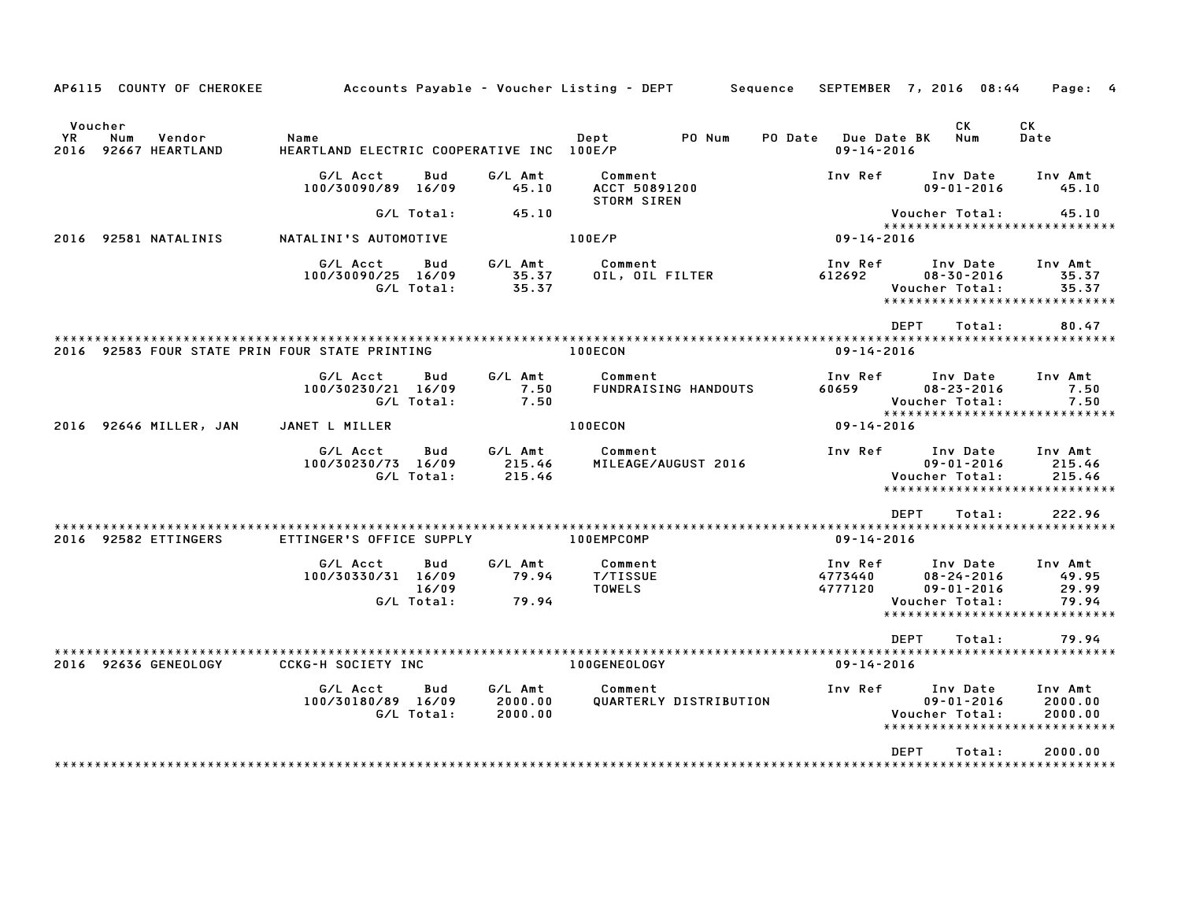AP6115 COUNTY OF CHEROKEE — Accounts Payable - Voucher Listing - DEPT — Sequence — SEPTEMBER 7, 2016 08:44

| Voucher YR | Num | Vendor | Name | Dept | PO Num | PO Date | Due Date | BK | CK Num | CK Date |
|---|---|---|---|---|---|---|---|---|---|---|
| 2016 | 92667 | HEARTLAND | HEARTLAND ELECTRIC COOPERATIVE INC | 100E/P | | | 09-14-2016 | | | |

| G/L Acct | Bud | G/L Amt | Comment | Inv Ref | Inv Date | Inv Amt |
|---|---|---|---|---|---|---|
| 100/30090/89 | 16/09 | 45.10 | ACCT 50891200 STORM SIREN | | 09-01-2016 | 45.10 |
| | G/L Total: | 45.10 | | | Voucher Total: | 45.10 |

| Voucher YR | Num | Vendor | Name | Dept | Due Date |
|---|---|---|---|---|---|
| 2016 | 92581 | NATALINIS | NATALINI'S AUTOMOTIVE | 100E/P | 09-14-2016 |

| G/L Acct | Bud | G/L Amt | Comment | Inv Ref | Inv Date | Inv Amt |
|---|---|---|---|---|---|---|
| 100/30090/25 | 16/09 | 35.37 | OIL, OIL FILTER | 612692 | 08-30-2016 | 35.37 |
| | G/L Total: | 35.37 | | | Voucher Total: | 35.37 |

DEPT Total: 80.47

| Voucher YR | Num | Vendor | Name | Dept | Due Date |
|---|---|---|---|---|---|
| 2016 | 92583 | FOUR STATE PRIN | FOUR STATE PRINTING | 100ECON | 09-14-2016 |

| G/L Acct | Bud | G/L Amt | Comment | Inv Ref | Inv Date | Inv Amt |
|---|---|---|---|---|---|---|
| 100/30230/21 | 16/09 | 7.50 | FUNDRAISING HANDOUTS | 60659 | 08-23-2016 | 7.50 |
| | G/L Total: | 7.50 | | | Voucher Total: | 7.50 |

| Voucher YR | Num | Vendor | Name | Dept | Due Date |
|---|---|---|---|---|---|
| 2016 | 92646 | MILLER, JAN | JANET L MILLER | 100ECON | 09-14-2016 |

| G/L Acct | Bud | G/L Amt | Comment | Inv Ref | Inv Date | Inv Amt |
|---|---|---|---|---|---|---|
| 100/30230/73 | 16/09 | 215.46 | MILEAGE/AUGUST 2016 | | 09-01-2016 | 215.46 |
| | G/L Total: | 215.46 | | | Voucher Total: | 215.46 |

DEPT Total: 222.96

| Voucher YR | Num | Vendor | Name | Dept | Due Date |
|---|---|---|---|---|---|
| 2016 | 92582 | ETTINGERS | ETTINGER'S OFFICE SUPPLY | 100EMPCOMP | 09-14-2016 |

| G/L Acct | Bud | G/L Amt | Comment | Inv Ref | Inv Date | Inv Amt |
|---|---|---|---|---|---|---|
| 100/30330/31 | 16/09 | 79.94 | T/TISSUE | 4773440 | 08-24-2016 | 49.95 |
| | 16/09 | | TOWELS | 4777120 | 09-01-2016 | 29.99 |
| | G/L Total: | 79.94 | | | Voucher Total: | 79.94 |

DEPT Total: 79.94

| Voucher YR | Num | Vendor | Name | Dept | Due Date |
|---|---|---|---|---|---|
| 2016 | 92636 | GENEOLOGY | CCKG-H SOCIETY INC | 100GENEOLOGY | 09-14-2016 |

| G/L Acct | Bud | G/L Amt | Comment | Inv Ref | Inv Date | Inv Amt |
|---|---|---|---|---|---|---|
| 100/30180/89 | 16/09 | 2000.00 | QUARTERLY DISTRIBUTION | | 09-01-2016 | 2000.00 |
| | G/L Total: | 2000.00 | | | Voucher Total: | 2000.00 |

DEPT Total: 2000.00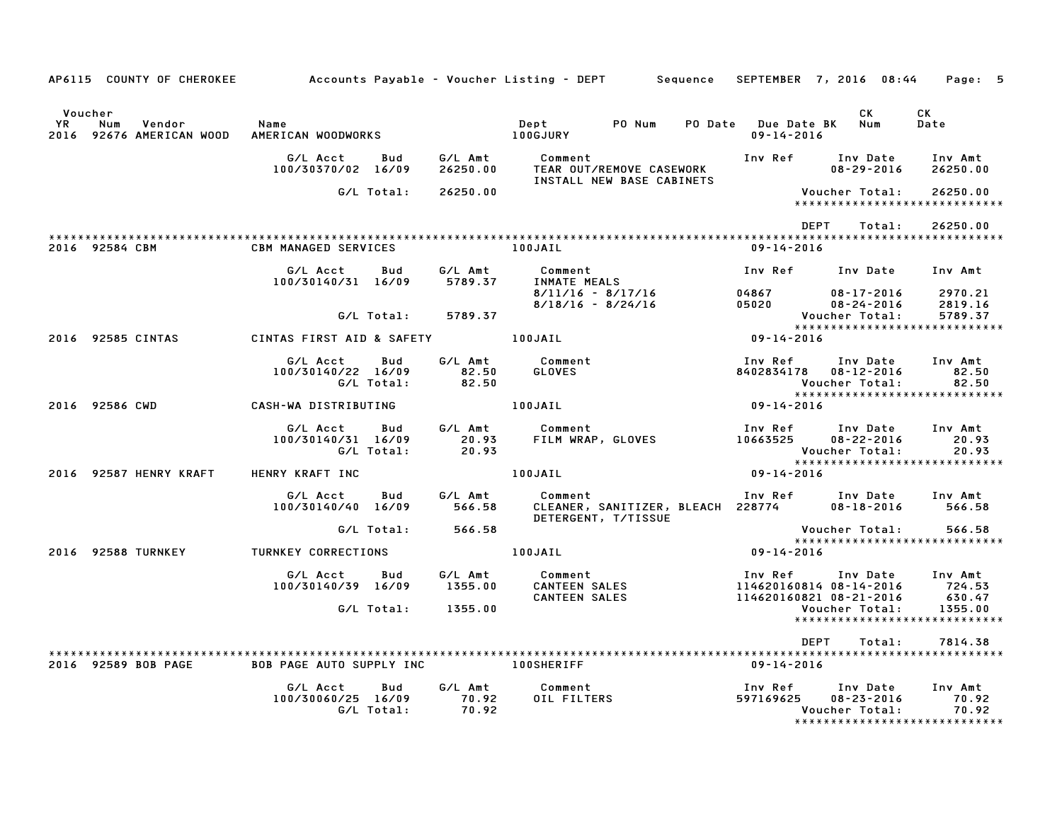AP6115 COUNTY OF CHEROKEE &nbsp;&nbsp;&nbsp; Accounts Payable - Voucher Listing - DEPT &nbsp;&nbsp;&nbsp; Sequence &nbsp;&nbsp;&nbsp; SEPTEMBER 7, 2016 08:44 &nbsp;&nbsp;&nbsp; Page: 5

| Voucher YR | Num | Vendor | Name | Dept | PO Num | PO Date | Due Date BK | CK Num | CK Date |
|---|---|---|---|---|---|---|---|---|---|
| 2016 | 92676 | AMERICAN WOOD | AMERICAN WOODWORKS | 100GJURY | | | 09-14-2016 | | |

| G/L Acct | Bud | G/L Amt | Comment | Inv Ref | Inv Date | Inv Amt |
|---|---|---|---|---|---|---|
| 100/30370/02 | 16/09 | 26250.00 | TEAR OUT/REMOVE CASEWORK INSTALL NEW BASE CABINETS | | 08-29-2016 | 26250.00 |
| | G/L Total: | 26250.00 | | | Voucher Total: | 26250.00 |

DEPT Total: 26250.00

| Voucher YR | Num | Vendor | Name | Dept | Due Date BK |
|---|---|---|---|---|---|
| 2016 | 92584 | CBM | CBM MANAGED SERVICES | 100JAIL | 09-14-2016 |

| G/L Acct | Bud | G/L Amt | Comment | Inv Ref | Inv Date | Inv Amt |
|---|---|---|---|---|---|---|
| 100/30140/31 | 16/09 | 5789.37 | INMATE MEALS | | | |
| | | | 8/11/16 - 8/17/16 | 04867 | 08-17-2016 | 2970.21 |
| | | | 8/18/16 - 8/24/16 | 05020 | 08-24-2016 | 2819.16 |
| | G/L Total: | 5789.37 | | | Voucher Total: | 5789.37 |

| Voucher YR | Num | Vendor | Name | Dept | Due Date BK |
|---|---|---|---|---|---|
| 2016 | 92585 | CINTAS | CINTAS FIRST AID & SAFETY | 100JAIL | 09-14-2016 |

| G/L Acct | Bud | G/L Amt | Comment | Inv Ref | Inv Date | Inv Amt |
|---|---|---|---|---|---|---|
| 100/30140/22 | 16/09 | 82.50 | GLOVES | 8402834178 | 08-12-2016 | 82.50 |
| | G/L Total: | 82.50 | | | Voucher Total: | 82.50 |

| Voucher YR | Num | Vendor | Name | Dept | Due Date BK |
|---|---|---|---|---|---|
| 2016 | 92586 | CWD | CASH-WA DISTRIBUTING | 100JAIL | 09-14-2016 |

| G/L Acct | Bud | G/L Amt | Comment | Inv Ref | Inv Date | Inv Amt |
|---|---|---|---|---|---|---|
| 100/30140/31 | 16/09 | 20.93 | FILM WRAP, GLOVES | 10663525 | 08-22-2016 | 20.93 |
| | G/L Total: | 20.93 | | | Voucher Total: | 20.93 |

| Voucher YR | Num | Vendor | Name | Dept | Due Date BK |
|---|---|---|---|---|---|
| 2016 | 92587 | HENRY KRAFT | HENRY KRAFT INC | 100JAIL | 09-14-2016 |

| G/L Acct | Bud | G/L Amt | Comment | Inv Ref | Inv Date | Inv Amt |
|---|---|---|---|---|---|---|
| 100/30140/40 | 16/09 | 566.58 | CLEANER, SANITIZER, BLEACH DETERGENT, T/TISSUE | 228774 | 08-18-2016 | 566.58 |
| | G/L Total: | 566.58 | | | Voucher Total: | 566.58 |

| Voucher YR | Num | Vendor | Name | Dept | Due Date BK |
|---|---|---|---|---|---|
| 2016 | 92588 | TURNKEY | TURNKEY CORRECTIONS | 100JAIL | 09-14-2016 |

| G/L Acct | Bud | G/L Amt | Comment | Inv Ref | Inv Date | Inv Amt |
|---|---|---|---|---|---|---|
| 100/30140/39 | 16/09 | 1355.00 | CANTEEN SALES | 114620160814 | 08-14-2016 | 724.53 |
| | | | CANTEEN SALES | 114620160821 | 08-21-2016 | 630.47 |
| | G/L Total: | 1355.00 | | | Voucher Total: | 1355.00 |

DEPT Total: 7814.38

| Voucher YR | Num | Vendor | Name | Dept | Due Date BK |
|---|---|---|---|---|---|
| 2016 | 92589 | BOB PAGE | BOB PAGE AUTO SUPPLY INC | 100SHERIFF | 09-14-2016 |

| G/L Acct | Bud | G/L Amt | Comment | Inv Ref | Inv Date | Inv Amt |
|---|---|---|---|---|---|---|
| 100/30060/25 | 16/09 | 70.92 | OIL FILTERS | 597169625 | 08-23-2016 | 70.92 |
| | G/L Total: | 70.92 | | | Voucher Total: | 70.92 |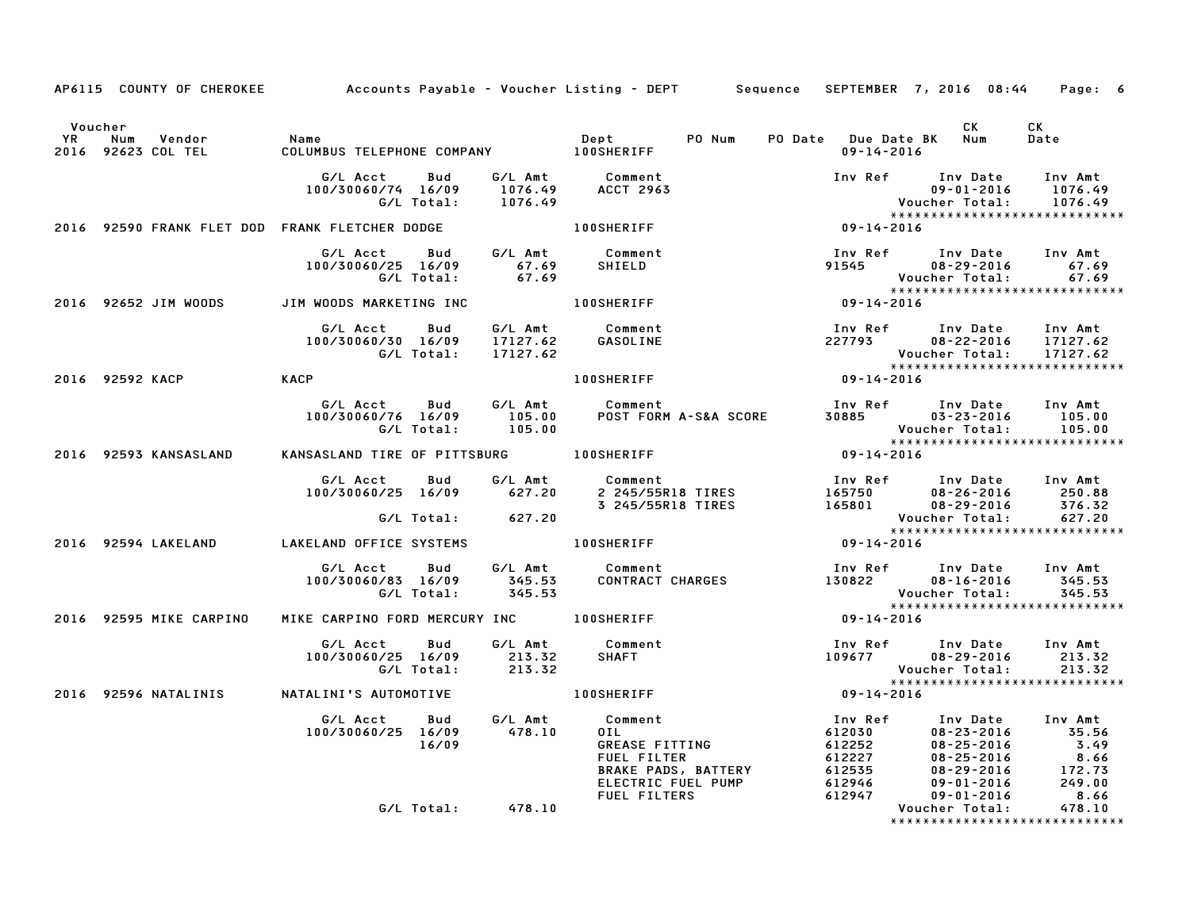AP6115 COUNTY OF CHEROKEE Accounts Payable - Voucher Listing - DEPT Sequence SEPTEMBER 7, 2016 08:44

| Voucher YR | Num | Vendor | Name | Dept | PO Num | PO Date | Due Date | BK | CK Num | CK Date |
|---|---|---|---|---|---|---|---|---|---|---|
| 2016 | 92623 | COL TEL | COLUMBUS TELEPHONE COMPANY | 100SHERIFF | | | 09-14-2016 | | | |

| G/L Acct | Bud | G/L Amt | Comment | Inv Ref | Inv Date | Inv Amt |
|---|---|---|---|---|---|---|
| 100/30060/74 | 16/09 | 1076.49 | ACCT 2963 | | 09-01-2016 | 1076.49 |
| | G/L Total: | 1076.49 | | | Voucher Total: | 1076.49 |

*****************************

| Voucher YR | Num | Vendor | Name | Dept | Due Date |
|---|---|---|---|---|---|
| 2016 | 92590 | FRANK FLET DOD | FRANK FLETCHER DODGE | 100SHERIFF | 09-14-2016 |

| G/L Acct | Bud | G/L Amt | Comment | Inv Ref | Inv Date | Inv Amt |
|---|---|---|---|---|---|---|
| 100/30060/25 | 16/09 | 67.69 | SHIELD | 91545 | 08-29-2016 | 67.69 |
| | G/L Total: | 67.69 | | | Voucher Total: | 67.69 |

*****************************

| Voucher YR | Num | Vendor | Name | Dept | Due Date |
|---|---|---|---|---|---|
| 2016 | 92652 | JIM WOODS | JIM WOODS MARKETING INC | 100SHERIFF | 09-14-2016 |

| G/L Acct | Bud | G/L Amt | Comment | Inv Ref | Inv Date | Inv Amt |
|---|---|---|---|---|---|---|
| 100/30060/30 | 16/09 | 17127.62 | GASOLINE | 227793 | 08-22-2016 | 17127.62 |
| | G/L Total: | 17127.62 | | | Voucher Total: | 17127.62 |

*****************************

| Voucher YR | Num | Vendor | Name | Dept | Due Date |
|---|---|---|---|---|---|
| 2016 | 92592 | KACP | KACP | 100SHERIFF | 09-14-2016 |

| G/L Acct | Bud | G/L Amt | Comment | Inv Ref | Inv Date | Inv Amt |
|---|---|---|---|---|---|---|
| 100/30060/76 | 16/09 | 105.00 | POST FORM A-S&A SCORE | 30885 | 03-23-2016 | 105.00 |
| | G/L Total: | 105.00 | | | Voucher Total: | 105.00 |

*****************************

| Voucher YR | Num | Vendor | Name | Dept | Due Date |
|---|---|---|---|---|---|
| 2016 | 92593 | KANSASLAND | KANSASLAND TIRE OF PITTSBURG | 100SHERIFF | 09-14-2016 |

| G/L Acct | Bud | G/L Amt | Comment | Inv Ref | Inv Date | Inv Amt |
|---|---|---|---|---|---|---|
| 100/30060/25 | 16/09 | 627.20 | 2 245/55R18 TIRES | 165750 | 08-26-2016 | 250.88 |
| | | | 3 245/55R18 TIRES | 165801 | 08-29-2016 | 376.32 |
| | G/L Total: | 627.20 | | | Voucher Total: | 627.20 |

*****************************

| Voucher YR | Num | Vendor | Name | Dept | Due Date |
|---|---|---|---|---|---|
| 2016 | 92594 | LAKELAND | LAKELAND OFFICE SYSTEMS | 100SHERIFF | 09-14-2016 |

| G/L Acct | Bud | G/L Amt | Comment | Inv Ref | Inv Date | Inv Amt |
|---|---|---|---|---|---|---|
| 100/30060/83 | 16/09 | 345.53 | CONTRACT CHARGES | 130822 | 08-16-2016 | 345.53 |
| | G/L Total: | 345.53 | | | Voucher Total: | 345.53 |

*****************************

| Voucher YR | Num | Vendor | Name | Dept | Due Date |
|---|---|---|---|---|---|
| 2016 | 92595 | MIKE CARPINO | MIKE CARPINO FORD MERCURY INC | 100SHERIFF | 09-14-2016 |

| G/L Acct | Bud | G/L Amt | Comment | Inv Ref | Inv Date | Inv Amt |
|---|---|---|---|---|---|---|
| 100/30060/25 | 16/09 | 213.32 | SHAFT | 109677 | 08-29-2016 | 213.32 |
| | G/L Total: | 213.32 | | | Voucher Total: | 213.32 |

*****************************

| Voucher YR | Num | Vendor | Name | Dept | Due Date |
|---|---|---|---|---|---|
| 2016 | 92596 | NATALINIS | NATALINI'S AUTOMOTIVE | 100SHERIFF | 09-14-2016 |

| G/L Acct | Bud | G/L Amt | Comment | Inv Ref | Inv Date | Inv Amt |
|---|---|---|---|---|---|---|
| 100/30060/25 | 16/09 | 478.10 | OIL | 612030 | 08-23-2016 | 35.56 |
| | 16/09 | | GREASE FITTING | 612252 | 08-25-2016 | 3.49 |
| | | | FUEL FILTER | 612227 | 08-25-2016 | 8.66 |
| | | | BRAKE PADS, BATTERY | 612535 | 08-29-2016 | 172.73 |
| | | | ELECTRIC FUEL PUMP | 612946 | 09-01-2016 | 249.00 |
| | | | FUEL FILTERS | 612947 | 09-01-2016 | 8.66 |
| | G/L Total: | 478.10 | | | Voucher Total: | 478.10 |

*****************************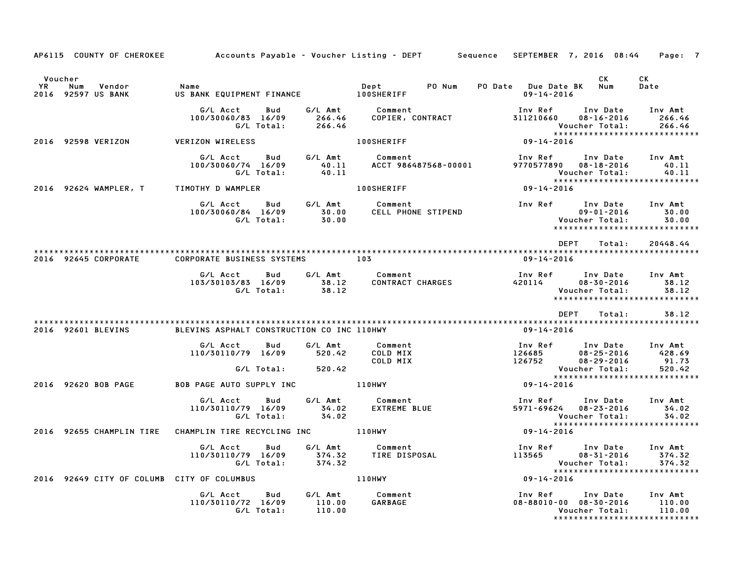AP6115 COUNTY OF CHEROKEE — Accounts Payable - Voucher Listing - DEPT — Sequence SEPTEMBER 7, 2016 08:44

| Voucher YR | Num | Vendor | Name | Dept | PO Num | PO Date | Due Date BK | CK Num | CK Date |
|---|---|---|---|---|---|---|---|---|---|
| 2016 | 92597 | US BANK | US BANK EQUIPMENT FINANCE | 100SHERIFF | | | 09-14-2016 | | |

| G/L Acct | Bud | G/L Amt | Comment | Inv Ref | Inv Date | Inv Amt |
|---|---|---|---|---|---|---|
| 100/30060/83 | 16/09 | 266.46 | COPIER, CONTRACT | 311210660 | 08-16-2016 | 266.46 |
| | G/L Total: | 266.46 | | | Voucher Total: | 266.46 |

| Voucher YR | Num | Vendor | Name | Dept | Due Date |
|---|---|---|---|---|---|
| 2016 | 92598 | VERIZON | VERIZON WIRELESS | 100SHERIFF | 09-14-2016 |

| G/L Acct | Bud | G/L Amt | Comment | Inv Ref | Inv Date | Inv Amt |
|---|---|---|---|---|---|---|
| 100/30060/74 | 16/09 | 40.11 | ACCT 986487568-00001 | 9770577890 | 08-18-2016 | 40.11 |
| | G/L Total: | 40.11 | | | Voucher Total: | 40.11 |

| Voucher YR | Num | Vendor | Name | Dept | Due Date |
|---|---|---|---|---|---|
| 2016 | 92624 | WAMPLER, T | TIMOTHY D WAMPLER | 100SHERIFF | 09-14-2016 |

| G/L Acct | Bud | G/L Amt | Comment | Inv Ref | Inv Date | Inv Amt |
|---|---|---|---|---|---|---|
| 100/30060/84 | 16/09 | 30.00 | CELL PHONE STIPEND | | 09-01-2016 | 30.00 |
| | G/L Total: | 30.00 | | | Voucher Total: | 30.00 |

DEPT Total: 20448.44

| Voucher YR | Num | Vendor | Name | Dept | Due Date |
|---|---|---|---|---|---|
| 2016 | 92645 | CORPORATE | CORPORATE BUSINESS SYSTEMS | 103 | 09-14-2016 |

| G/L Acct | Bud | G/L Amt | Comment | Inv Ref | Inv Date | Inv Amt |
|---|---|---|---|---|---|---|
| 103/30103/83 | 16/09 | 38.12 | CONTRACT CHARGES | 420114 | 08-30-2016 | 38.12 |
| | G/L Total: | 38.12 | | | Voucher Total: | 38.12 |

DEPT Total: 38.12

| Voucher YR | Num | Vendor | Name | Dept | Due Date |
|---|---|---|---|---|---|
| 2016 | 92601 | BLEVINS | BLEVINS ASPHALT CONSTRUCTION CO INC | 110HWY | 09-14-2016 |

| G/L Acct | Bud | G/L Amt | Comment | Inv Ref | Inv Date | Inv Amt |
|---|---|---|---|---|---|---|
| 110/30110/79 | 16/09 | 520.42 | COLD MIX | 126685 | 08-25-2016 | 428.69 |
| | | | COLD MIX | 126752 | 08-29-2016 | 91.73 |
| | G/L Total: | 520.42 | | | Voucher Total: | 520.42 |

| Voucher YR | Num | Vendor | Name | Dept | Due Date |
|---|---|---|---|---|---|
| 2016 | 92620 | BOB PAGE | BOB PAGE AUTO SUPPLY INC | 110HWY | 09-14-2016 |

| G/L Acct | Bud | G/L Amt | Comment | Inv Ref | Inv Date | Inv Amt |
|---|---|---|---|---|---|---|
| 110/30110/79 | 16/09 | 34.02 | EXTREME BLUE | 5971-69624 | 08-23-2016 | 34.02 |
| | G/L Total: | 34.02 | | | Voucher Total: | 34.02 |

| Voucher YR | Num | Vendor | Name | Dept | Due Date |
|---|---|---|---|---|---|
| 2016 | 92655 | CHAMPLIN TIRE | CHAMPLIN TIRE RECYCLING INC | 110HWY | 09-14-2016 |

| G/L Acct | Bud | G/L Amt | Comment | Inv Ref | Inv Date | Inv Amt |
|---|---|---|---|---|---|---|
| 110/30110/79 | 16/09 | 374.32 | TIRE DISPOSAL | 113565 | 08-31-2016 | 374.32 |
| | G/L Total: | 374.32 | | | Voucher Total: | 374.32 |

| Voucher YR | Num | Vendor | Name | Dept | Due Date |
|---|---|---|---|---|---|
| 2016 | 92649 | CITY OF COLUMB | CITY OF COLUMBUS | 110HWY | 09-14-2016 |

| G/L Acct | Bud | G/L Amt | Comment | Inv Ref | Inv Date | Inv Amt |
|---|---|---|---|---|---|---|
| 110/30110/72 | 16/09 | 110.00 | GARBAGE | 08-88010-00 | 08-30-2016 | 110.00 |
| | G/L Total: | 110.00 | | | Voucher Total: | 110.00 |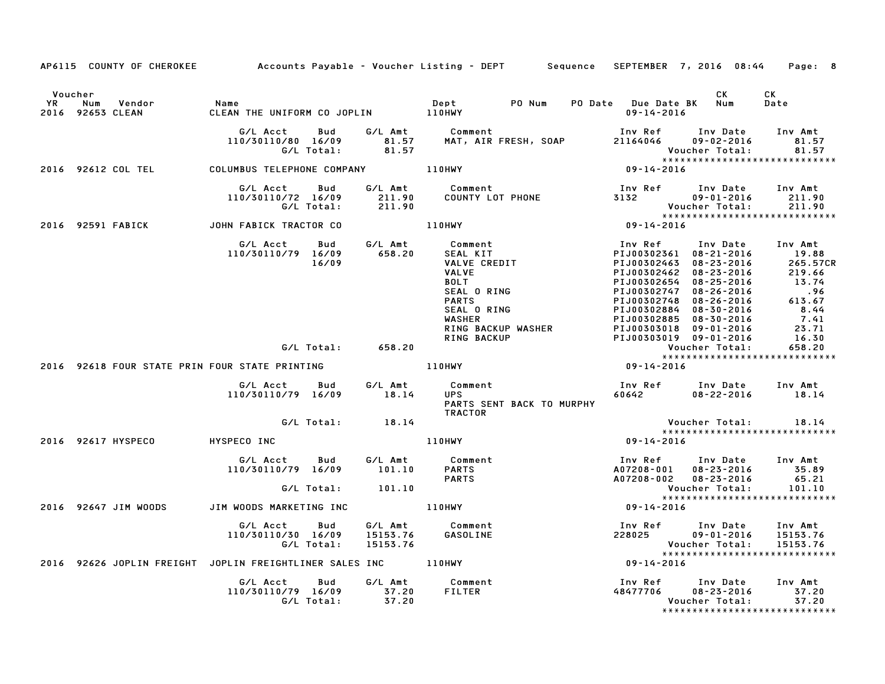AP6115 COUNTY OF CHEROKEE — Accounts Payable - Voucher Listing - DEPT — Sequence SEPTEMBER 7, 2016 08:44

| Voucher YR | Num | Vendor | Name | Dept | PO Num | PO Date | Due Date BK | CK Num | CK Date |
|---|---|---|---|---|---|---|---|---|---|
| 2016 | 92653 | CLEAN | CLEAN THE UNIFORM CO JOPLIN | 110HWY | | | 09-14-2016 | | |

| G/L Acct | Bud | G/L Amt | Comment | Inv Ref | Inv Date | Inv Amt |
|---|---|---|---|---|---|---|
| 110/30110/80 | 16/09 | 81.57 | MAT, AIR FRESH, SOAP | 21164046 | 09-02-2016 | 81.57 |
| | G/L Total: | 81.57 | | | Voucher Total: | 81.57 |

| Voucher YR | Num | Vendor | Name | Dept | Due Date BK |
|---|---|---|---|---|---|
| 2016 | 92612 | COL TEL | COLUMBUS TELEPHONE COMPANY | 110HWY | 09-14-2016 |

| G/L Acct | Bud | G/L Amt | Comment | Inv Ref | Inv Date | Inv Amt |
|---|---|---|---|---|---|---|
| 110/30110/72 | 16/09 | 211.90 | COUNTY LOT PHONE | 3132 | 09-01-2016 | 211.90 |
| | G/L Total: | 211.90 | | | Voucher Total: | 211.90 |

| Voucher YR | Num | Vendor | Name | Dept | Due Date BK |
|---|---|---|---|---|---|
| 2016 | 92591 | FABICK | JOHN FABICK TRACTOR CO | 110HWY | 09-14-2016 |

| G/L Acct | Bud | G/L Amt | Comment | Inv Ref | Inv Date | Inv Amt |
|---|---|---|---|---|---|---|
| 110/30110/79 | 16/09 | 658.20 | SEAL KIT | PIJ00302361 | 08-21-2016 | 19.88 |
| | 16/09 | | VALVE CREDIT | PIJ00302463 | 08-23-2016 | 265.57CR |
| | | | VALVE | PIJ00302462 | 08-23-2016 | 219.66 |
| | | | BOLT | PIJ00302654 | 08-25-2016 | 13.74 |
| | | | SEAL O RING | PIJ00302747 | 08-26-2016 | .96 |
| | | | PARTS | PIJ00302748 | 08-26-2016 | 613.67 |
| | | | SEAL O RING | PIJ00302884 | 08-30-2016 | 8.44 |
| | | | WASHER | PIJ00302885 | 08-30-2016 | 7.41 |
| | | | RING BACKUP WASHER | PIJ00303018 | 09-01-2016 | 23.71 |
| | | | RING BACKUP | PIJ00303019 | 09-01-2016 | 16.30 |
| | G/L Total: | 658.20 | | | Voucher Total: | 658.20 |

| Voucher YR | Num | Vendor | Name | Dept | Due Date BK |
|---|---|---|---|---|---|
| 2016 | 92618 | FOUR STATE PRIN | FOUR STATE PRINTING | 110HWY | 09-14-2016 |

| G/L Acct | Bud | G/L Amt | Comment | Inv Ref | Inv Date | Inv Amt |
|---|---|---|---|---|---|---|
| 110/30110/79 | 16/09 | 18.14 | UPS PARTS SENT BACK TO MURPHY TRACTOR | 60642 | 08-22-2016 | 18.14 |
| | G/L Total: | 18.14 | | | Voucher Total: | 18.14 |

| Voucher YR | Num | Vendor | Name | Dept | Due Date BK |
|---|---|---|---|---|---|
| 2016 | 92617 | HYSPECO | HYSPECO INC | 110HWY | 09-14-2016 |

| G/L Acct | Bud | G/L Amt | Comment | Inv Ref | Inv Date | Inv Amt |
|---|---|---|---|---|---|---|
| 110/30110/79 | 16/09 | 101.10 | PARTS | A07208-001 | 08-23-2016 | 35.89 |
| | | | PARTS | A07208-002 | 08-23-2016 | 65.21 |
| | G/L Total: | 101.10 | | | Voucher Total: | 101.10 |

| Voucher YR | Num | Vendor | Name | Dept | Due Date BK |
|---|---|---|---|---|---|
| 2016 | 92647 | JIM WOODS | JIM WOODS MARKETING INC | 110HWY | 09-14-2016 |

| G/L Acct | Bud | G/L Amt | Comment | Inv Ref | Inv Date | Inv Amt |
|---|---|---|---|---|---|---|
| 110/30110/30 | 16/09 | 15153.76 | GASOLINE | 228025 | 09-01-2016 | 15153.76 |
| | G/L Total: | 15153.76 | | | Voucher Total: | 15153.76 |

| Voucher YR | Num | Vendor | Name | Dept | Due Date BK |
|---|---|---|---|---|---|
| 2016 | 92626 | JOPLIN FREIGHT | JOPLIN FREIGHTLINER SALES INC | 110HWY | 09-14-2016 |

| G/L Acct | Bud | G/L Amt | Comment | Inv Ref | Inv Date | Inv Amt |
|---|---|---|---|---|---|---|
| 110/30110/79 | 16/09 | 37.20 | FILTER | 48477706 | 08-23-2016 | 37.20 |
| | G/L Total: | 37.20 | | | Voucher Total: | 37.20 |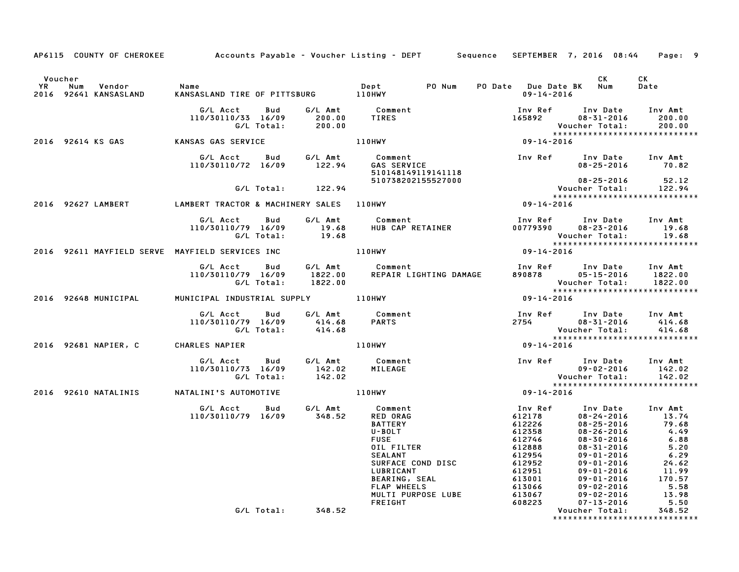AP6115 COUNTY OF CHEROKEE — Accounts Payable - Voucher Listing - DEPT — Sequence SEPTEMBER 7, 2016 08:44

| Voucher YR | Num | Vendor | Name | Dept | PO Num | PO Date | Due Date BK | CK Num | CK Date |
|---|---|---|---|---|---|---|---|---|---|
| 2016 | 92641 | KANSASLAND | KANSASLAND TIRE OF PITTSBURG | 110HWY | | | 09-14-2016 | | |

| G/L Acct | Bud | G/L Amt | Comment | Inv Ref | Inv Date | Inv Amt |
|---|---|---|---|---|---|---|
| 110/30110/33 | 16/09 | 200.00 | TIRES | 165892 | 08-31-2016 | 200.00 |
| | G/L Total: | 200.00 | | | Voucher Total: | 200.00 |

*****************************

| Voucher YR | Num | Vendor | Name | Dept | PO Num | PO Date | Due Date BK | CK Num | CK Date |
|---|---|---|---|---|---|---|---|---|---|
| 2016 | 92614 | KS GAS | KANSAS GAS SERVICE | 110HWY | | | 09-14-2016 | | |

| G/L Acct | Bud | G/L Amt | Comment | Inv Ref | Inv Date | Inv Amt |
|---|---|---|---|---|---|---|
| 110/30110/72 | 16/09 | 122.94 | GAS SERVICE 510148149119141118 | | 08-25-2016 | 70.82 |
| | | | 510738202155527000 | | 08-25-2016 | 52.12 |
| | G/L Total: | 122.94 | | | Voucher Total: | 122.94 |

*****************************

| Voucher YR | Num | Vendor | Name | Dept | PO Num | PO Date | Due Date BK | CK Num | CK Date |
|---|---|---|---|---|---|---|---|---|---|
| 2016 | 92627 | LAMBERT | LAMBERT TRACTOR & MACHINERY SALES | 110HWY | | | 09-14-2016 | | |

| G/L Acct | Bud | G/L Amt | Comment | Inv Ref | Inv Date | Inv Amt |
|---|---|---|---|---|---|---|
| 110/30110/79 | 16/09 | 19.68 | HUB CAP RETAINER | 00779390 | 08-23-2016 | 19.68 |
| | G/L Total: | 19.68 | | | Voucher Total: | 19.68 |

*****************************

| Voucher YR | Num | Vendor | Name | Dept | PO Num | PO Date | Due Date BK | CK Num | CK Date |
|---|---|---|---|---|---|---|---|---|---|
| 2016 | 92611 | MAYFIELD SERVE | MAYFIELD SERVICES INC | 110HWY | | | 09-14-2016 | | |

| G/L Acct | Bud | G/L Amt | Comment | Inv Ref | Inv Date | Inv Amt |
|---|---|---|---|---|---|---|
| 110/30110/79 | 16/09 | 1822.00 | REPAIR LIGHTING DAMAGE | 890878 | 05-15-2016 | 1822.00 |
| | G/L Total: | 1822.00 | | | Voucher Total: | 1822.00 |

*****************************

| Voucher YR | Num | Vendor | Name | Dept | PO Num | PO Date | Due Date BK | CK Num | CK Date |
|---|---|---|---|---|---|---|---|---|---|
| 2016 | 92648 | MUNICIPAL | MUNICIPAL INDUSTRIAL SUPPLY | 110HWY | | | 09-14-2016 | | |

| G/L Acct | Bud | G/L Amt | Comment | Inv Ref | Inv Date | Inv Amt |
|---|---|---|---|---|---|---|
| 110/30110/79 | 16/09 | 414.68 | PARTS | 2754 | 08-31-2016 | 414.68 |
| | G/L Total: | 414.68 | | | Voucher Total: | 414.68 |

*****************************

| Voucher YR | Num | Vendor | Name | Dept | PO Num | PO Date | Due Date BK | CK Num | CK Date |
|---|---|---|---|---|---|---|---|---|---|
| 2016 | 92681 | NAPIER, C | CHARLES NAPIER | 110HWY | | | 09-14-2016 | | |

| G/L Acct | Bud | G/L Amt | Comment | Inv Ref | Inv Date | Inv Amt |
|---|---|---|---|---|---|---|
| 110/30110/73 | 16/09 | 142.02 | MILEAGE | | 09-02-2016 | 142.02 |
| | G/L Total: | 142.02 | | | Voucher Total: | 142.02 |

*****************************

| Voucher YR | Num | Vendor | Name | Dept | PO Num | PO Date | Due Date BK | CK Num | CK Date |
|---|---|---|---|---|---|---|---|---|---|
| 2016 | 92610 | NATALINIS | NATALINI'S AUTOMOTIVE | 110HWY | | | 09-14-2016 | | |

| G/L Acct | Bud | G/L Amt | Comment | Inv Ref | Inv Date | Inv Amt |
|---|---|---|---|---|---|---|
| 110/30110/79 | 16/09 | 348.52 | RED ORAG | 612178 | 08-24-2016 | 13.74 |
| | | | BATTERY | 612226 | 08-25-2016 | 79.68 |
| | | | U-BOLT | 612358 | 08-26-2016 | 4.49 |
| | | | FUSE | 612746 | 08-30-2016 | 6.88 |
| | | | OIL FILTER | 612888 | 08-31-2016 | 5.20 |
| | | | SEALANT | 612954 | 09-01-2016 | 6.29 |
| | | | SURFACE COND DISC | 612952 | 09-01-2016 | 24.62 |
| | | | LUBRICANT | 612951 | 09-01-2016 | 11.99 |
| | | | BEARING, SEAL | 613001 | 09-01-2016 | 170.57 |
| | | | FLAP WHEELS | 613066 | 09-02-2016 | 5.58 |
| | | | MULTI PURPOSE LUBE | 613067 | 09-02-2016 | 13.98 |
| | | | FREIGHT | 608223 | 07-13-2016 | 5.50 |
| | G/L Total: | 348.52 | | | Voucher Total: | 348.52 |

*****************************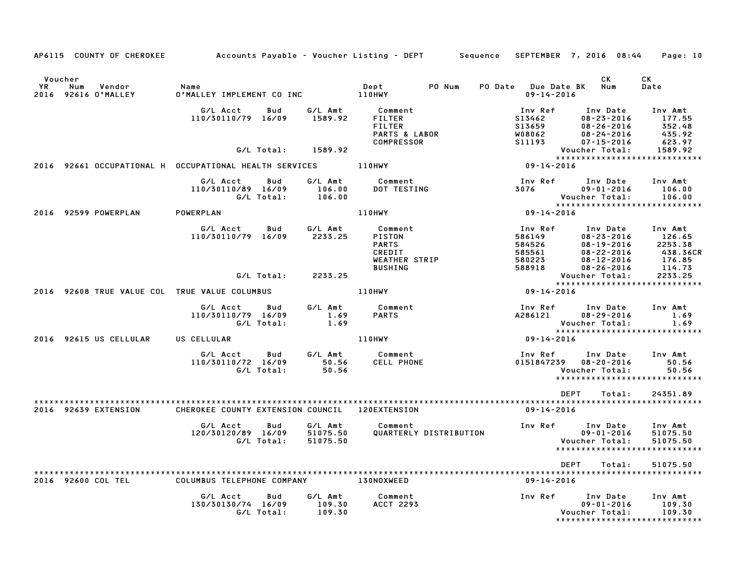AP6115 COUNTY OF CHEROKEE Accounts Payable - Voucher Listing - DEPT Sequence SEPTEMBER 7, 2016 08:44

| Voucher YR | Num | Vendor | Name | Dept | PO Num | PO Date | Due Date BK | CK Num | CK Date |
|---|---|---|---|---|---|---|---|---|---|
| 2016 | 92616 | O'MALLEY | O'MALLEY IMPLEMENT CO INC | 110HWY | | | 09-14-2016 | | |

| G/L Acct | Bud | G/L Amt | Comment | Inv Ref | Inv Date | Inv Amt |
|---|---|---|---|---|---|---|
| 110/30110/79 | 16/09 | 1589.92 | FILTER | S13462 | 08-23-2016 | 177.55 |
| | | | FILTER | S13659 | 08-26-2016 | 352.48 |
| | | | PARTS & LABOR | W08062 | 08-24-2016 | 435.92 |
| | | | COMPRESSOR | S11193 | 07-15-2016 | 623.97 |
| | G/L Total: | 1589.92 | | | Voucher Total: | 1589.92 |

| Voucher YR | Num | Vendor | Name | Dept | Due Date |
|---|---|---|---|---|---|
| 2016 | 92661 | OCCUPATIONAL H | OCCUPATIONAL HEALTH SERVICES | 110HWY | 09-14-2016 |

| G/L Acct | Bud | G/L Amt | Comment | Inv Ref | Inv Date | Inv Amt |
|---|---|---|---|---|---|---|
| 110/30110/89 | 16/09 | 106.00 | DOT TESTING | 3076 | 09-01-2016 | 106.00 |
| | G/L Total: | 106.00 | | | Voucher Total: | 106.00 |

| Voucher YR | Num | Vendor | Name | Dept | Due Date |
|---|---|---|---|---|---|
| 2016 | 92599 | POWERPLAN | POWERPLAN | 110HWY | 09-14-2016 |

| G/L Acct | Bud | G/L Amt | Comment | Inv Ref | Inv Date | Inv Amt |
|---|---|---|---|---|---|---|
| 110/30110/79 | 16/09 | 2233.25 | PISTON | 586149 | 08-23-2016 | 126.65 |
| | | | PARTS | 584526 | 08-19-2016 | 2253.38 |
| | | | CREDIT | 585561 | 08-22-2016 | 438.36CR |
| | | | WEATHER STRIP | 580223 | 08-12-2016 | 176.85 |
| | | | BUSHING | 588918 | 08-26-2016 | 114.73 |
| | G/L Total: | 2233.25 | | | Voucher Total: | 2233.25 |

| Voucher YR | Num | Vendor | Name | Dept | Due Date |
|---|---|---|---|---|---|
| 2016 | 92608 | TRUE VALUE COL | TRUE VALUE COLUMBUS | 110HWY | 09-14-2016 |

| G/L Acct | Bud | G/L Amt | Comment | Inv Ref | Inv Date | Inv Amt |
|---|---|---|---|---|---|---|
| 110/30110/79 | 16/09 | 1.69 | PARTS | A286121 | 08-29-2016 | 1.69 |
| | G/L Total: | 1.69 | | | Voucher Total: | 1.69 |

| Voucher YR | Num | Vendor | Name | Dept | Due Date |
|---|---|---|---|---|---|
| 2016 | 92615 | US CELLULAR | US CELLULAR | 110HWY | 09-14-2016 |

| G/L Acct | Bud | G/L Amt | Comment | Inv Ref | Inv Date | Inv Amt |
|---|---|---|---|---|---|---|
| 110/30110/72 | 16/09 | 50.56 | CELL PHONE | 0151847239 | 08-20-2016 | 50.56 |
| | G/L Total: | 50.56 | | | Voucher Total: | 50.56 |

DEPT Total: 24351.89

| Voucher YR | Num | Vendor | Name | Dept | Due Date |
|---|---|---|---|---|---|
| 2016 | 92639 | EXTENSION | CHEROKEE COUNTY EXTENSION COUNCIL | 120EXTENSION | 09-14-2016 |

| G/L Acct | Bud | G/L Amt | Comment | Inv Ref | Inv Date | Inv Amt |
|---|---|---|---|---|---|---|
| 120/30120/89 | 16/09 | 51075.50 | QUARTERLY DISTRIBUTION | | 09-01-2016 | 51075.50 |
| | G/L Total: | 51075.50 | | | Voucher Total: | 51075.50 |

DEPT Total: 51075.50

| Voucher YR | Num | Vendor | Name | Dept | Due Date |
|---|---|---|---|---|---|
| 2016 | 92600 | COL TEL | COLUMBUS TELEPHONE COMPANY | 130NOXWEED | 09-14-2016 |

| G/L Acct | Bud | G/L Amt | Comment | Inv Ref | Inv Date | Inv Amt |
|---|---|---|---|---|---|---|
| 130/30130/74 | 16/09 | 109.30 | ACCT 2293 | | 09-01-2016 | 109.30 |
| | G/L Total: | 109.30 | | | Voucher Total: | 109.30 |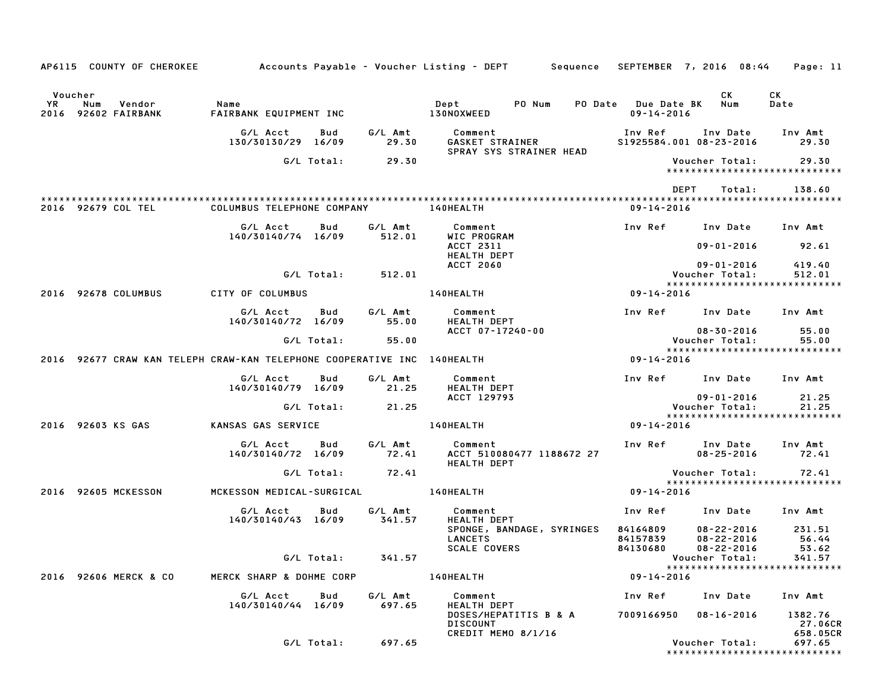AP6115 COUNTY OF CHEROKEE — Accounts Payable - Voucher Listing - DEPT — Sequence — SEPTEMBER 7, 2016 08:44 — Page: 11

| Voucher YR | Num | Vendor | Name | Dept | PO Num | PO Date | Due Date BK | CK Num | CK Date |
|---|---|---|---|---|---|---|---|---|---|
| 2016 | 92602 | FAIRBANK | FAIRBANK EQUIPMENT INC | 130NOXWEED | | | 09-14-2016 | | |

| G/L Acct | Bud | G/L Amt | Comment | Inv Ref | Inv Date | Inv Amt |
|---|---|---|---|---|---|---|
| 130/30130/29 | 16/09 | 29.30 | GASKET STRAINER | S1925584.001 | 08-23-2016 | 29.30 |
| | | | SPRAY SYS STRAINER HEAD | | | |
| | G/L Total: | 29.30 | | | Voucher Total: | 29.30 |

DEPT Total: 138.60

| Voucher YR | Num | Vendor | Name | Dept | Due Date BK |
|---|---|---|---|---|---|
| 2016 | 92679 | COL TEL | COLUMBUS TELEPHONE COMPANY | 140HEALTH | 09-14-2016 |

| G/L Acct | Bud | G/L Amt | Comment | Inv Ref | Inv Date | Inv Amt |
|---|---|---|---|---|---|---|
| 140/30140/74 | 16/09 | 512.01 | WIC PROGRAM | | | |
| | | | ACCT 2311 | | 09-01-2016 | 92.61 |
| | | | HEALTH DEPT | | | |
| | | | ACCT 2060 | | 09-01-2016 | 419.40 |
| | G/L Total: | 512.01 | | | Voucher Total: | 512.01 |

| Voucher YR | Num | Vendor | Name | Dept | Due Date BK |
|---|---|---|---|---|---|
| 2016 | 92678 | COLUMBUS | CITY OF COLUMBUS | 140HEALTH | 09-14-2016 |

| G/L Acct | Bud | G/L Amt | Comment | Inv Ref | Inv Date | Inv Amt |
|---|---|---|---|---|---|---|
| 140/30140/72 | 16/09 | 55.00 | HEALTH DEPT | | | |
| | | | ACCT 07-17240-00 | | 08-30-2016 | 55.00 |
| | G/L Total: | 55.00 | | | Voucher Total: | 55.00 |

| Voucher YR | Num | Vendor | Name | Dept | Due Date BK |
|---|---|---|---|---|---|
| 2016 | 92677 | CRAW KAN TELEPH | CRAW-KAN TELEPHONE COOPERATIVE INC | 140HEALTH | 09-14-2016 |

| G/L Acct | Bud | G/L Amt | Comment | Inv Ref | Inv Date | Inv Amt |
|---|---|---|---|---|---|---|
| 140/30140/79 | 16/09 | 21.25 | HEALTH DEPT | | | |
| | | | ACCT 129793 | | 09-01-2016 | 21.25 |
| | G/L Total: | 21.25 | | | Voucher Total: | 21.25 |

| Voucher YR | Num | Vendor | Name | Dept | Due Date BK |
|---|---|---|---|---|---|
| 2016 | 92603 | KS GAS | KANSAS GAS SERVICE | 140HEALTH | 09-14-2016 |

| G/L Acct | Bud | G/L Amt | Comment | Inv Ref | Inv Date | Inv Amt |
|---|---|---|---|---|---|---|
| 140/30140/72 | 16/09 | 72.41 | ACCT 510080477 1188672 27 | | 08-25-2016 | 72.41 |
| | | | HEALTH DEPT | | | |
| | G/L Total: | 72.41 | | | Voucher Total: | 72.41 |

| Voucher YR | Num | Vendor | Name | Dept | Due Date BK |
|---|---|---|---|---|---|
| 2016 | 92605 | MCKESSON | MCKESSON MEDICAL-SURGICAL | 140HEALTH | 09-14-2016 |

| G/L Acct | Bud | G/L Amt | Comment | Inv Ref | Inv Date | Inv Amt |
|---|---|---|---|---|---|---|
| 140/30140/43 | 16/09 | 341.57 | HEALTH DEPT | | | |
| | | | SPONGE, BANDAGE, SYRINGES | 84164809 | 08-22-2016 | 231.51 |
| | | | LANCETS | 84157839 | 08-22-2016 | 56.44 |
| | | | SCALE COVERS | 84130680 | 08-22-2016 | 53.62 |
| | G/L Total: | 341.57 | | | Voucher Total: | 341.57 |

| Voucher YR | Num | Vendor | Name | Dept | Due Date BK |
|---|---|---|---|---|---|
| 2016 | 92606 | MERCK & CO | MERCK SHARP & DOHME CORP | 140HEALTH | 09-14-2016 |

| G/L Acct | Bud | G/L Amt | Comment | Inv Ref | Inv Date | Inv Amt |
|---|---|---|---|---|---|---|
| 140/30140/44 | 16/09 | 697.65 | HEALTH DEPT | | | |
| | | | DOSES/HEPATITIS B & A | 7009166950 | 08-16-2016 | 1382.76 |
| | | | DISCOUNT | | | 27.06CR |
| | | | CREDIT MEMO 8/1/16 | | | 658.05CR |
| | G/L Total: | 697.65 | | | Voucher Total: | 697.65 |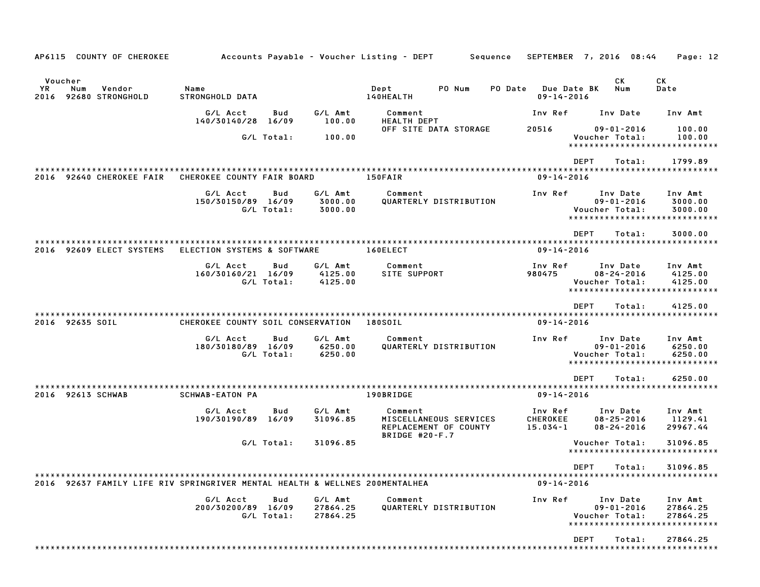AP6115 COUNTY OF CHEROKEE — Accounts Payable - Voucher Listing - DEPT — Sequence — SEPTEMBER 7, 2016 08:44

| Voucher YR | Num | Vendor | Name | Dept | PO Num | PO Date | Due Date BK | CK Num | CK Date |
|---|---|---|---|---|---|---|---|---|---|
| 2016 | 92680 | STRONGHOLD | STRONGHOLD DATA | 140HEALTH | | | 09-14-2016 | | |

| G/L Acct | Bud | G/L Amt | Comment | Inv Ref | Inv Date | Inv Amt |
|---|---|---|---|---|---|---|
| 140/30140/28 | 16/09 | 100.00 | HEALTH DEPT | | | |
| | | | OFF SITE DATA STORAGE | 20516 | 09-01-2016 | 100.00 |
| | G/L Total: | 100.00 | | | Voucher Total: | 100.00 |

DEPT Total: 1799.89

| Voucher YR | Num | Vendor | Name | Dept | PO Num | PO Date | Due Date BK | CK Num | CK Date |
|---|---|---|---|---|---|---|---|---|---|
| 2016 | 92640 | CHEROKEE FAIR | CHEROKEE COUNTY FAIR BOARD | 150FAIR | | | 09-14-2016 | | |

| G/L Acct | Bud | G/L Amt | Comment | Inv Ref | Inv Date | Inv Amt |
|---|---|---|---|---|---|---|
| 150/30150/89 | 16/09 | 3000.00 | QUARTERLY DISTRIBUTION | | 09-01-2016 | 3000.00 |
| | G/L Total: | 3000.00 | | | Voucher Total: | 3000.00 |

DEPT Total: 3000.00

| Voucher YR | Num | Vendor | Name | Dept | PO Num | PO Date | Due Date BK | CK Num | CK Date |
|---|---|---|---|---|---|---|---|---|---|
| 2016 | 92609 | ELECT SYSTEMS | ELECTION SYSTEMS & SOFTWARE | 160ELECT | | | 09-14-2016 | | |

| G/L Acct | Bud | G/L Amt | Comment | Inv Ref | Inv Date | Inv Amt |
|---|---|---|---|---|---|---|
| 160/30160/21 | 16/09 | 4125.00 | SITE SUPPORT | 980475 | 08-24-2016 | 4125.00 |
| | G/L Total: | 4125.00 | | | Voucher Total: | 4125.00 |

DEPT Total: 4125.00

| Voucher YR | Num | Vendor | Name | Dept | PO Num | PO Date | Due Date BK | CK Num | CK Date |
|---|---|---|---|---|---|---|---|---|---|
| 2016 | 92635 | SOIL | CHEROKEE COUNTY SOIL CONSERVATION | 180SOIL | | | 09-14-2016 | | |

| G/L Acct | Bud | G/L Amt | Comment | Inv Ref | Inv Date | Inv Amt |
|---|---|---|---|---|---|---|
| 180/30180/89 | 16/09 | 6250.00 | QUARTERLY DISTRIBUTION | | 09-01-2016 | 6250.00 |
| | G/L Total: | 6250.00 | | | Voucher Total: | 6250.00 |

DEPT Total: 6250.00

| Voucher YR | Num | Vendor | Name | Dept | PO Num | PO Date | Due Date BK | CK Num | CK Date |
|---|---|---|---|---|---|---|---|---|---|
| 2016 | 92613 | SCHWAB | SCHWAB-EATON PA | 190BRIDGE | | | 09-14-2016 | | |

| G/L Acct | Bud | G/L Amt | Comment | Inv Ref | Inv Date | Inv Amt |
|---|---|---|---|---|---|---|
| 190/30190/89 | 16/09 | 31096.85 | MISCELLANEOUS SERVICES | CHEROKEE | 08-25-2016 | 1129.41 |
| | | | REPLACEMENT OF COUNTY BRIDGE #20-F.7 | 15.034-1 | 08-24-2016 | 29967.44 |
| | G/L Total: | 31096.85 | | | Voucher Total: | 31096.85 |

DEPT Total: 31096.85

| Voucher YR | Num | Vendor | Name | Dept | PO Num | PO Date | Due Date BK | CK Num | CK Date |
|---|---|---|---|---|---|---|---|---|---|
| 2016 | 92637 | FAMILY LIFE RIV | SPRINGRIVER MENTAL HEALTH & WELLNES | 200MENTALHEA | | | 09-14-2016 | | |

| G/L Acct | Bud | G/L Amt | Comment | Inv Ref | Inv Date | Inv Amt |
|---|---|---|---|---|---|---|
| 200/30200/89 | 16/09 | 27864.25 | QUARTERLY DISTRIBUTION | | 09-01-2016 | 27864.25 |
| | G/L Total: | 27864.25 | | | Voucher Total: | 27864.25 |

DEPT Total: 27864.25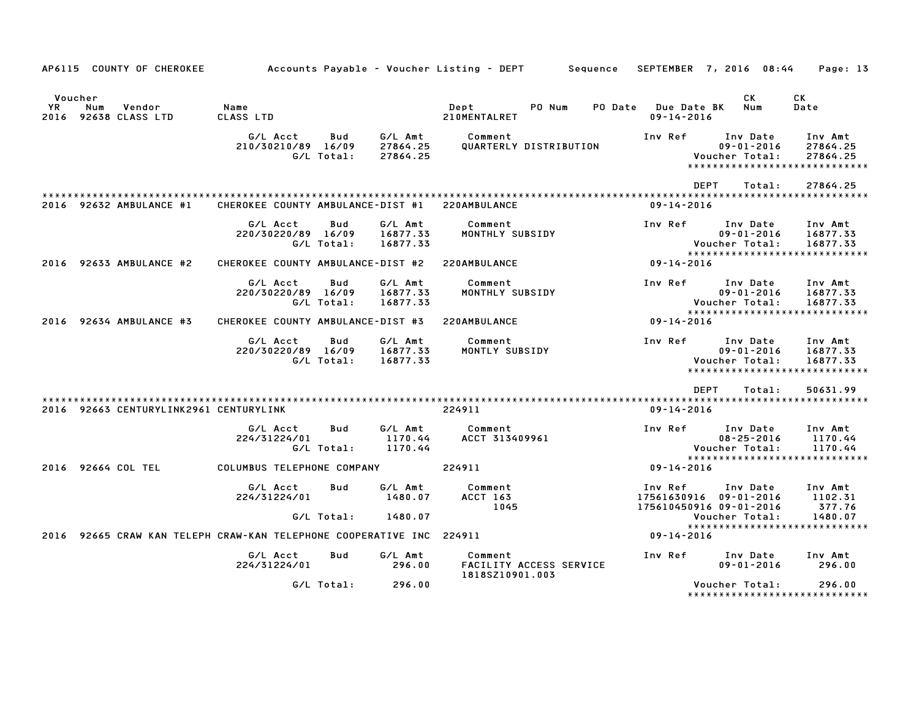AP6115 COUNTY OF CHEROKEE Accounts Payable - Voucher Listing - DEPT Sequence SEPTEMBER 7, 2016 08:44 Page: 13

| Voucher YR | Num | Vendor | Name | Dept | PO Num | PO Date | Due Date BK | CK Num | CK Date |
|---|---|---|---|---|---|---|---|---|---|
| 2016 | 92638 | CLASS LTD | CLASS LTD | 210MENTALRET | | | 09-14-2016 | | |

| G/L Acct | Bud | G/L Amt | Comment | Inv Ref | Inv Date | Inv Amt |
|---|---|---|---|---|---|---|
| 210/30210/89 | 16/09 | 27864.25 | QUARTERLY DISTRIBUTION | | 09-01-2016 | 27864.25 |
| | G/L Total: | 27864.25 | | | Voucher Total: | 27864.25 |

DEPT Total: 27864.25

| Voucher YR | Num | Vendor | Name | Dept | Due Date BK |
|---|---|---|---|---|---|
| 2016 | 92632 | AMBULANCE #1 | CHEROKEE COUNTY AMBULANCE-DIST #1 | 220AMBULANCE | 09-14-2016 |

| G/L Acct | Bud | G/L Amt | Comment | Inv Ref | Inv Date | Inv Amt |
|---|---|---|---|---|---|---|
| 220/30220/89 | 16/09 | 16877.33 | MONTHLY SUBSIDY | | 09-01-2016 | 16877.33 |
| | G/L Total: | 16877.33 | | | Voucher Total: | 16877.33 |

| Voucher YR | Num | Vendor | Name | Dept | Due Date BK |
|---|---|---|---|---|---|
| 2016 | 92633 | AMBULANCE #2 | CHEROKEE COUNTY AMBULANCE-DIST #2 | 220AMBULANCE | 09-14-2016 |

| G/L Acct | Bud | G/L Amt | Comment | Inv Ref | Inv Date | Inv Amt |
|---|---|---|---|---|---|---|
| 220/30220/89 | 16/09 | 16877.33 | MONTHLY SUBSIDY | | 09-01-2016 | 16877.33 |
| | G/L Total: | 16877.33 | | | Voucher Total: | 16877.33 |

| Voucher YR | Num | Vendor | Name | Dept | Due Date BK |
|---|---|---|---|---|---|
| 2016 | 92634 | AMBULANCE #3 | CHEROKEE COUNTY AMBULANCE-DIST #3 | 220AMBULANCE | 09-14-2016 |

| G/L Acct | Bud | G/L Amt | Comment | Inv Ref | Inv Date | Inv Amt |
|---|---|---|---|---|---|---|
| 220/30220/89 | 16/09 | 16877.33 | MONTLY SUBSIDY | | 09-01-2016 | 16877.33 |
| | G/L Total: | 16877.33 | | | Voucher Total: | 16877.33 |

DEPT Total: 50631.99

| Voucher YR | Num | Vendor | Name | Dept | Due Date BK |
|---|---|---|---|---|---|
| 2016 | 92663 | CENTURYLINK2961 | CENTURYLINK | 224911 | 09-14-2016 |

| G/L Acct | Bud | G/L Amt | Comment | Inv Ref | Inv Date | Inv Amt |
|---|---|---|---|---|---|---|
| 224/31224/01 | | 1170.44 | ACCT 313409961 | | 08-25-2016 | 1170.44 |
| | G/L Total: | 1170.44 | | | Voucher Total: | 1170.44 |

| Voucher YR | Num | Vendor | Name | Dept | Due Date BK |
|---|---|---|---|---|---|
| 2016 | 92664 | COL TEL | COLUMBUS TELEPHONE COMPANY | 224911 | 09-14-2016 |

| G/L Acct | Bud | G/L Amt | Comment | Inv Ref | Inv Date | Inv Amt |
|---|---|---|---|---|---|---|
| 224/31224/01 | | 1480.07 | ACCT 163 | 17561630916 | 09-01-2016 | 1102.31 |
| | | | 1045 | 175610450916 | 09-01-2016 | 377.76 |
| | G/L Total: | 1480.07 | | | Voucher Total: | 1480.07 |

| Voucher YR | Num | Vendor | Name | Dept | Due Date BK |
|---|---|---|---|---|---|
| 2016 | 92665 | CRAW KAN TELEPH | CRAW-KAN TELEPHONE COOPERATIVE INC | 224911 | 09-14-2016 |

| G/L Acct | Bud | G/L Amt | Comment | Inv Ref | Inv Date | Inv Amt |
|---|---|---|---|---|---|---|
| 224/31224/01 | | 296.00 | FACILITY ACCESS SERVICE | | 09-01-2016 | 296.00 |
| | | | 1818SZ10901.003 | | | |
| | G/L Total: | 296.00 | | | Voucher Total: | 296.00 |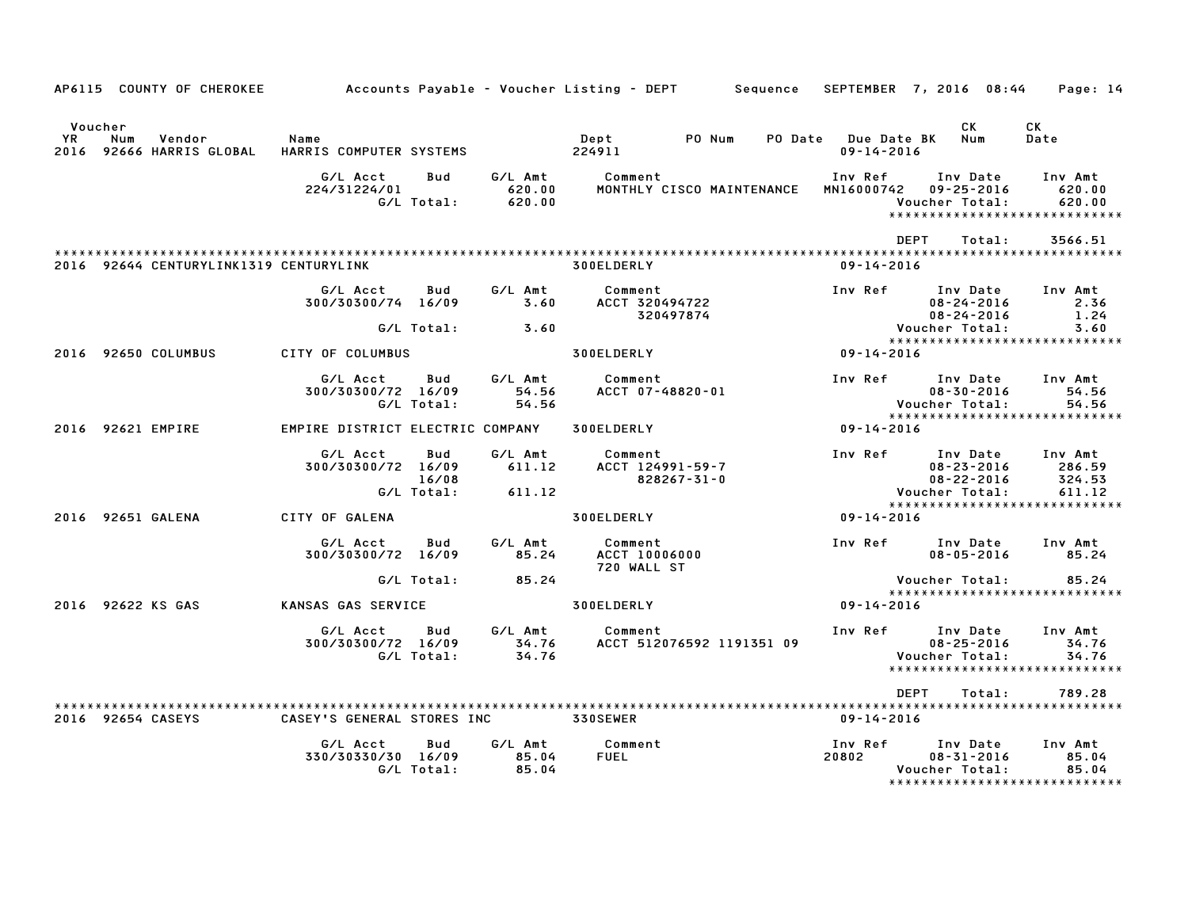AP6115 COUNTY OF CHEROKEE — Accounts Payable - Voucher Listing - DEPT — Sequence — SEPTEMBER 7, 2016 08:44

| Voucher YR | Num | Vendor | Name | Dept | PO Num | PO Date | Due Date BK | CK Num | CK Date |
|---|---|---|---|---|---|---|---|---|---|
| 2016 | 92666 | HARRIS GLOBAL | HARRIS COMPUTER SYSTEMS | 224911 | | | 09-14-2016 | | |

| G/L Acct | Bud | G/L Amt | Comment | Inv Ref | Inv Date | Inv Amt |
|---|---|---|---|---|---|---|
| 224/31224/01 | | 620.00 | MONTHLY CISCO MAINTENANCE | MN16000742 | 09-25-2016 | 620.00 |
| | G/L Total: | 620.00 | | | Voucher Total: | 620.00 |

DEPT Total: 3566.51

| Voucher YR | Num | Vendor | Name | Dept | Due Date BK |
|---|---|---|---|---|---|
| 2016 | 92644 | CENTURYLINK1319 | CENTURYLINK | 300ELDERLY | 09-14-2016 |

| G/L Acct | Bud | G/L Amt | Comment | Inv Ref | Inv Date | Inv Amt |
|---|---|---|---|---|---|---|
| 300/30300/74 | 16/09 | 3.60 | ACCT 320494722 | | 08-24-2016 | 2.36 |
| | | | 320497874 | | 08-24-2016 | 1.24 |
| | G/L Total: | 3.60 | | | Voucher Total: | 3.60 |

| Voucher YR | Num | Vendor | Name | Dept | Due Date BK |
|---|---|---|---|---|---|
| 2016 | 92650 | COLUMBUS | CITY OF COLUMBUS | 300ELDERLY | 09-14-2016 |

| G/L Acct | Bud | G/L Amt | Comment | Inv Ref | Inv Date | Inv Amt |
|---|---|---|---|---|---|---|
| 300/30300/72 | 16/09 | 54.56 | ACCT 07-48820-01 | | 08-30-2016 | 54.56 |
| | G/L Total: | 54.56 | | | Voucher Total: | 54.56 |

| Voucher YR | Num | Vendor | Name | Dept | Due Date BK |
|---|---|---|---|---|---|
| 2016 | 92621 | EMPIRE | EMPIRE DISTRICT ELECTRIC COMPANY | 300ELDERLY | 09-14-2016 |

| G/L Acct | Bud | G/L Amt | Comment | Inv Ref | Inv Date | Inv Amt |
|---|---|---|---|---|---|---|
| 300/30300/72 | 16/09 | 611.12 | ACCT 124991-59-7 | | 08-23-2016 | 286.59 |
| | 16/08 | | 828267-31-0 | | 08-22-2016 | 324.53 |
| | G/L Total: | 611.12 | | | Voucher Total: | 611.12 |

| Voucher YR | Num | Vendor | Name | Dept | Due Date BK |
|---|---|---|---|---|---|
| 2016 | 92651 | GALENA | CITY OF GALENA | 300ELDERLY | 09-14-2016 |

| G/L Acct | Bud | G/L Amt | Comment | Inv Ref | Inv Date | Inv Amt |
|---|---|---|---|---|---|---|
| 300/30300/72 | 16/09 | 85.24 | ACCT 10006000 | | 08-05-2016 | 85.24 |
| | | | 720 WALL ST | | | |
| | G/L Total: | 85.24 | | | Voucher Total: | 85.24 |

| Voucher YR | Num | Vendor | Name | Dept | Due Date BK |
|---|---|---|---|---|---|
| 2016 | 92622 | KS GAS | KANSAS GAS SERVICE | 300ELDERLY | 09-14-2016 |

| G/L Acct | Bud | G/L Amt | Comment | Inv Ref | Inv Date | Inv Amt |
|---|---|---|---|---|---|---|
| 300/30300/72 | 16/09 | 34.76 | ACCT 512076592 1191351 09 | | 08-25-2016 | 34.76 |
| | G/L Total: | 34.76 | | | Voucher Total: | 34.76 |

DEPT Total: 789.28

| Voucher YR | Num | Vendor | Name | Dept | Due Date BK |
|---|---|---|---|---|---|
| 2016 | 92654 | CASEYS | CASEY'S GENERAL STORES INC | 330SEWER | 09-14-2016 |

| G/L Acct | Bud | G/L Amt | Comment | Inv Ref | Inv Date | Inv Amt |
|---|---|---|---|---|---|---|
| 330/30330/30 | 16/09 | 85.04 | FUEL | 20802 | 08-31-2016 | 85.04 |
| | G/L Total: | 85.04 | | | Voucher Total: | 85.04 |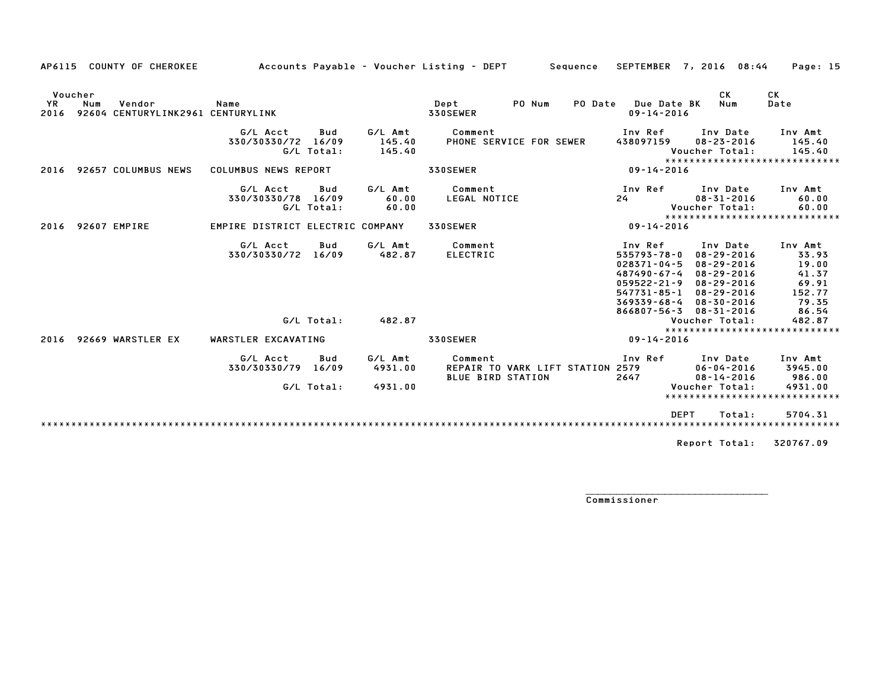AP6115 COUNTY OF CHEROKEE — Accounts Payable - Voucher Listing - DEPT — Sequence SEPTEMBER 7, 2016 08:44

| Voucher YR | Num | Vendor | Name | Dept | PO Num | PO Date | Due Date BK | CK Num | CK Date |
|---|---|---|---|---|---|---|---|---|---|
| 2016 | 92604 | CENTURYLINK2961 | CENTURYLINK | 330SEWER | | | 09-14-2016 | | |

| G/L Acct | Bud | G/L Amt | Comment | Inv Ref | Inv Date | Inv Amt |
|---|---|---|---|---|---|---|
| 330/30330/72 | 16/09 | 145.40 | PHONE SERVICE FOR SEWER | 438097159 | 08-23-2016 | 145.40 |
| | G/L Total: | 145.40 | | | Voucher Total: | 145.40 |

****************************

| Voucher YR | Num | Vendor | Name | Dept | PO Num | PO Date | Due Date BK | CK Num | CK Date |
|---|---|---|---|---|---|---|---|---|---|
| 2016 | 92657 | COLUMBUS NEWS | COLUMBUS NEWS REPORT | 330SEWER | | | 09-14-2016 | | |

| G/L Acct | Bud | G/L Amt | Comment | Inv Ref | Inv Date | Inv Amt |
|---|---|---|---|---|---|---|
| 330/30330/78 | 16/09 | 60.00 | LEGAL NOTICE | 24 | 08-31-2016 | 60.00 |
| | G/L Total: | 60.00 | | | Voucher Total: | 60.00 |

****************************

| Voucher YR | Num | Vendor | Name | Dept | PO Num | PO Date | Due Date BK | CK Num | CK Date |
|---|---|---|---|---|---|---|---|---|---|
| 2016 | 92607 | EMPIRE | EMPIRE DISTRICT ELECTRIC COMPANY | 330SEWER | | | 09-14-2016 | | |

| G/L Acct | Bud | G/L Amt | Comment | Inv Ref | Inv Date | Inv Amt |
|---|---|---|---|---|---|---|
| 330/30330/72 | 16/09 | 482.87 | ELECTRIC | 535793-78-0 | 08-29-2016 | 33.93 |
| | | | | 028371-04-5 | 08-29-2016 | 19.00 |
| | | | | 487490-67-4 | 08-29-2016 | 41.37 |
| | | | | 059522-21-9 | 08-29-2016 | 69.91 |
| | | | | 547731-85-1 | 08-29-2016 | 152.77 |
| | | | | 369339-68-4 | 08-30-2016 | 79.35 |
| | | | | 866807-56-3 | 08-31-2016 | 86.54 |
| | G/L Total: | 482.87 | | | Voucher Total: | 482.87 |

****************************

| Voucher YR | Num | Vendor | Name | Dept | PO Num | PO Date | Due Date BK | CK Num | CK Date |
|---|---|---|---|---|---|---|---|---|---|
| 2016 | 92669 | WARSTLER EX | WARSTLER EXCAVATING | 330SEWER | | | 09-14-2016 | | |

| G/L Acct | Bud | G/L Amt | Comment | Inv Ref | Inv Date | Inv Amt |
|---|---|---|---|---|---|---|
| 330/30330/79 | 16/09 | 4931.00 | REPAIR TO VARK LIFT STATION | 2579 | 06-04-2016 | 3945.00 |
| | | | BLUE BIRD STATION | 2647 | 08-14-2016 | 986.00 |
| | G/L Total: | 4931.00 | | | Voucher Total: | 4931.00 |

****************************

DEPT Total: 5704.31

****************************

Report Total: 320767.09

\_\_\_\_\_\_\_\_\_\_\_\_\_\_\_\_\_\_\_\_\_\_\_\_\_\_\_\_\_\_\_\_

Commissioner